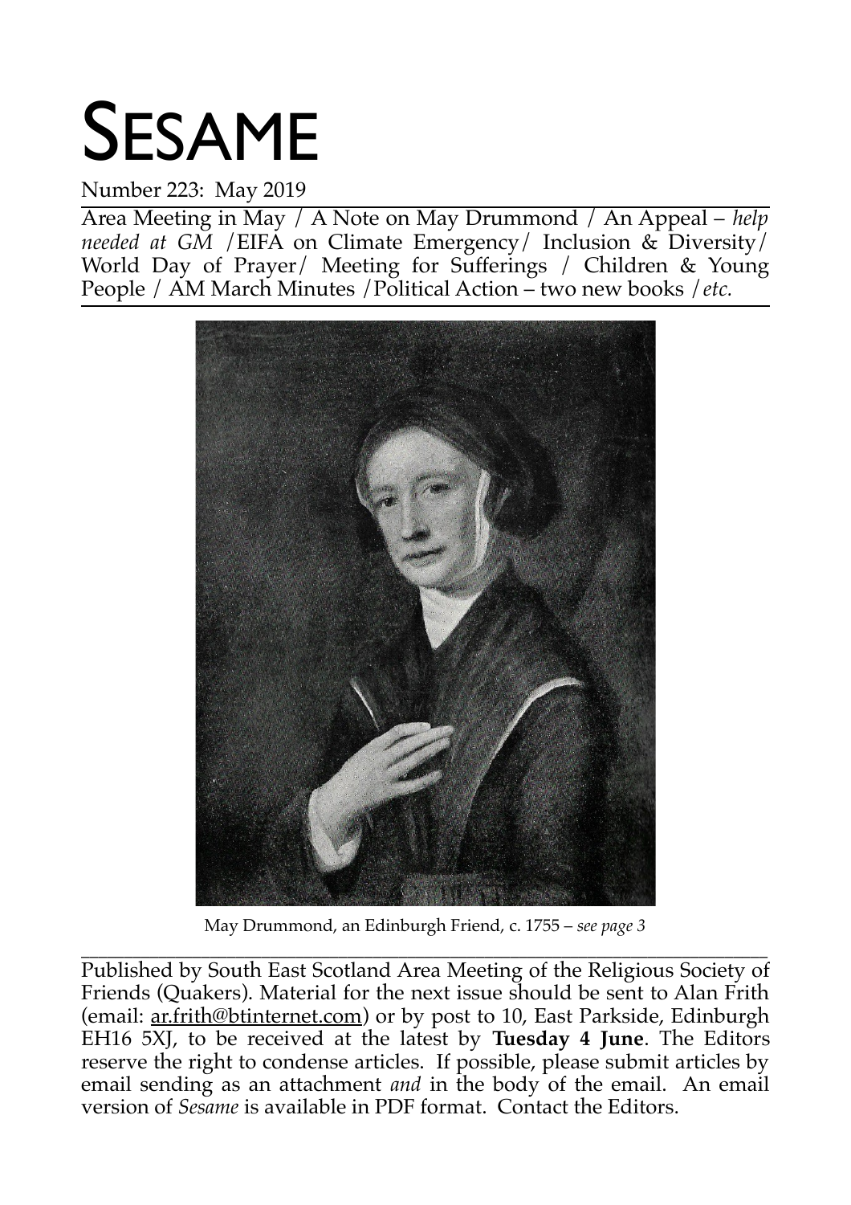# SESAME

Number 223: May 2019

Area Meeting in May / A Note on May Drummond / An Appeal – *help needed at GM* /EIFA on Climate Emergency/ Inclusion & Diversity/ World Day of Prayer/ Meeting for Sufferings / Children & Young People / AM March Minutes /Political Action – two new books /*etc.*

May Drummond, an Edinburgh Friend, c. 1755 – *see page 3*

Published by South East Scotland Area Meeting of the Religious Society of Friends (Quakers). Material for the next issue should be sent to Alan Frith (email: ar.frith@btinternet.com) or by post to 10, East Parkside, Edinburgh EH16 5XJ, to be received at the latest by **Tuesday 4 June**. The Editors reserve the right to condense articles. If possible, please submit articles by email sending as an attachment *and* in the body of the email. An email version of *Sesame* is available in PDF format. Contact the Editors.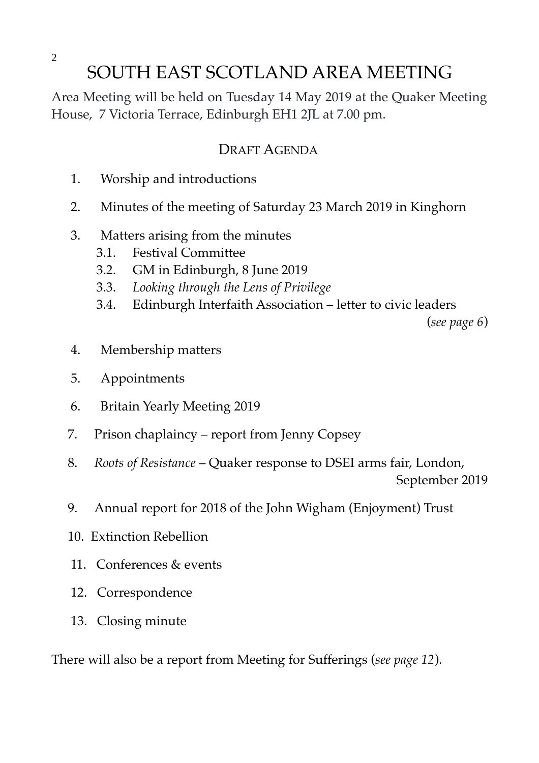# SOUTH EAST SCOTLAND AREA MEETING

Area Meeting will be held on Tuesday 14 May 2019 at the Quaker Meeting House, 7 Victoria Terrace, Edinburgh EH1 2JL at 7.00 pm.

## DRAFT AGENDA

1. Worship and introductions
2. Minutes of the meeting of Saturday 23 March 2019 in Kinghorn
3. Matters arising from the minutes
   - 3.1. Festival Committee
   - 3.2. GM in Edinburgh, 8 June 2019
   - 3.3. *Looking through the Lens of Privilege*
   - 3.4. Edinburgh Interfaith Association – letter to civic leaders (*see page 6*)
4. Membership matters
5. Appointments
6. Britain Yearly Meeting 2019
7. Prison chaplaincy – report from Jenny Copsey
8. *Roots of Resistance* – Quaker response to DSEI arms fair, London, September 2019
9. Annual report for 2018 of the John Wigham (Enjoyment) Trust
10. Extinction Rebellion
11. Conferences & events
12. Correspondence
13. Closing minute

There will also be a report from Meeting for Sufferings (*see page 12*).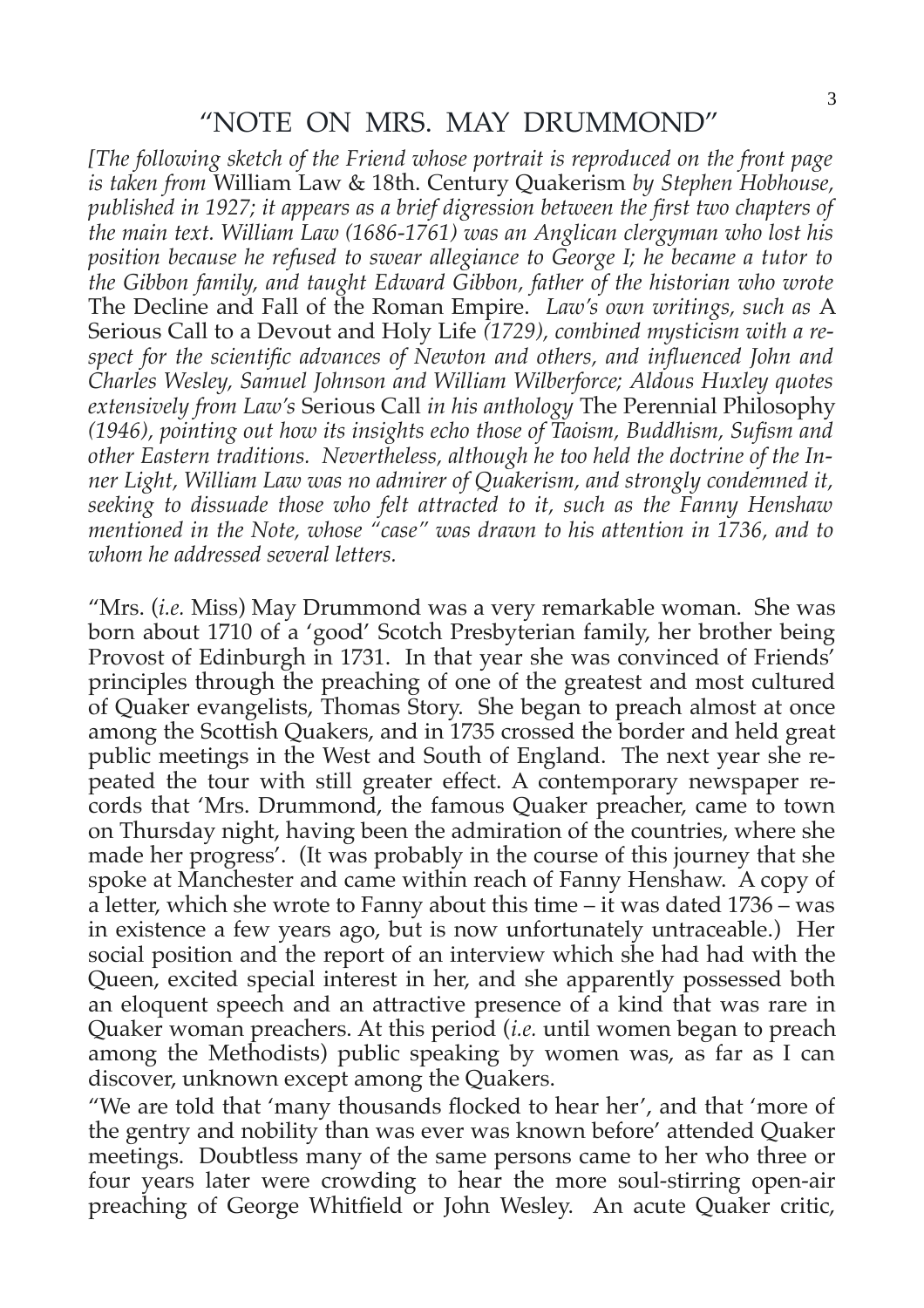# "NOTE ON MRS. MAY DRUMMOND"

*[The following sketch of the Friend whose portrait is reproduced on the front page is taken from* William Law & 18th. Century Quakerism *by Stephen Hobhouse, published in 1927; it appears as a brief digression between the first two chapters of the main text. William Law (1686-1761) was an Anglican clergyman who lost his position because he refused to swear allegiance to George I; he became a tutor to the Gibbon family, and taught Edward Gibbon, father of the historian who wrote* The Decline and Fall of the Roman Empire. *Law's own writings, such as* A Serious Call to a Devout and Holy Life *(1729), combined mysticism with a respect for the scientific advances of Newton and others, and influenced John and Charles Wesley, Samuel Johnson and William Wilberforce; Aldous Huxley quotes extensively from Law's* Serious Call *in his anthology* The Perennial Philosophy *(1946), pointing out how its insights echo those of Taoism, Buddhism, Sufism and other Eastern traditions. Nevertheless, although he too held the doctrine of the Inner Light, William Law was no admirer of Quakerism, and strongly condemned it, seeking to dissuade those who felt attracted to it, such as the Fanny Henshaw mentioned in the Note, whose "case" was drawn to his attention in 1736, and to whom he addressed several letters.*

"Mrs. (*i.e.* Miss) May Drummond was a very remarkable woman. She was born about 1710 of a 'good' Scotch Presbyterian family, her brother being Provost of Edinburgh in 1731. In that year she was convinced of Friends' principles through the preaching of one of the greatest and most cultured of Quaker evangelists, Thomas Story. She began to preach almost at once among the Scottish Quakers, and in 1735 crossed the border and held great public meetings in the West and South of England. The next year she repeated the tour with still greater effect. A contemporary newspaper records that 'Mrs. Drummond, the famous Quaker preacher, came to town on Thursday night, having been the admiration of the countries, where she made her progress'. (It was probably in the course of this journey that she spoke at Manchester and came within reach of Fanny Henshaw. A copy of a letter, which she wrote to Fanny about this time – it was dated 1736 – was in existence a few years ago, but is now unfortunately untraceable.) Her social position and the report of an interview which she had had with the Queen, excited special interest in her, and she apparently possessed both an eloquent speech and an attractive presence of a kind that was rare in Quaker woman preachers. At this period (*i.e.* until women began to preach among the Methodists) public speaking by women was, as far as I can discover, unknown except among the Quakers.

"We are told that 'many thousands flocked to hear her', and that 'more of the gentry and nobility than was ever was known before' attended Quaker meetings. Doubtless many of the same persons came to her who three or four years later were crowding to hear the more soul-stirring open-air preaching of George Whitfield or John Wesley. An acute Quaker critic,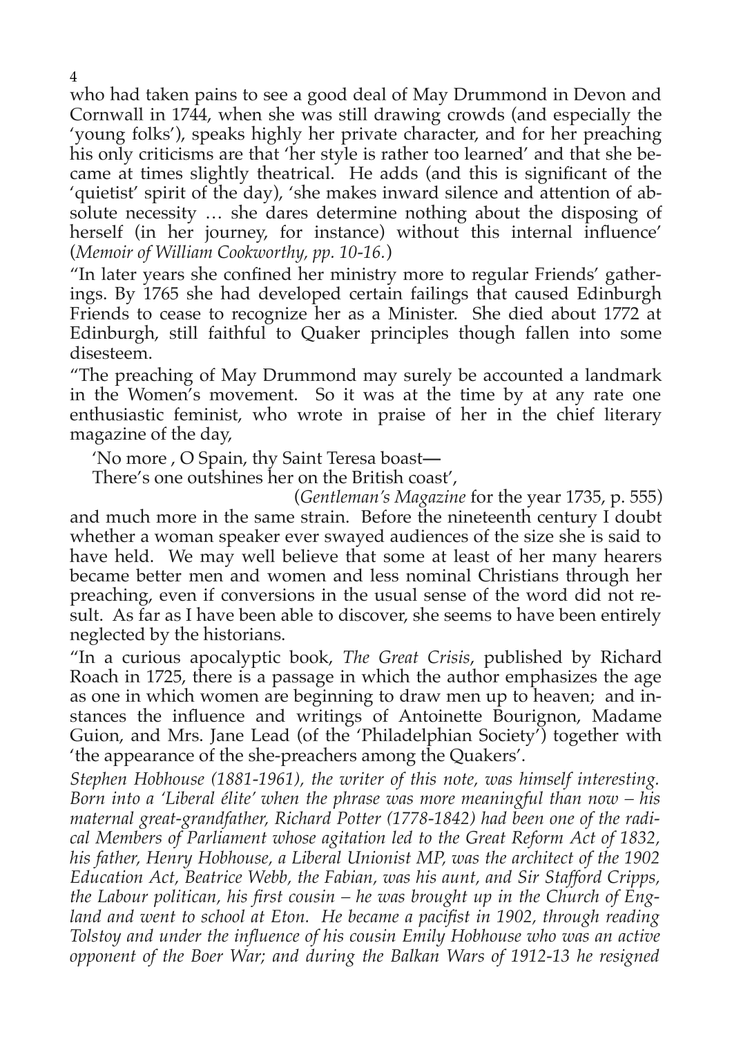who had taken pains to see a good deal of May Drummond in Devon and Cornwall in 1744, when she was still drawing crowds (and especially the 'young folks'), speaks highly her private character, and for her preaching his only criticisms are that 'her style is rather too learned' and that she became at times slightly theatrical. He adds (and this is significant of the 'quietist' spirit of the day), 'she makes inward silence and attention of absolute necessity … she dares determine nothing about the disposing of herself (in her journey, for instance) without this internal influence' (*Memoir of William Cookworthy, pp. 10-16.*)

"In later years she confined her ministry more to regular Friends' gatherings. By 1765 she had developed certain failings that caused Edinburgh Friends to cease to recognize her as a Minister. She died about 1772 at Edinburgh, still faithful to Quaker principles though fallen into some disesteem.

"The preaching of May Drummond may surely be accounted a landmark in the Women's movement. So it was at the time by at any rate one enthusiastic feminist, who wrote in praise of her in the chief literary magazine of the day,

> 'No more , O Spain, thy Saint Teresa boast—
> There's one outshines her on the British coast',
>
> (*Gentleman's Magazine* for the year 1735, p. 555)

and much more in the same strain. Before the nineteenth century I doubt whether a woman speaker ever swayed audiences of the size she is said to have held. We may well believe that some at least of her many hearers became better men and women and less nominal Christians through her preaching, even if conversions in the usual sense of the word did not result. As far as I have been able to discover, she seems to have been entirely neglected by the historians.

"In a curious apocalyptic book, *The Great Crisis*, published by Richard Roach in 1725, there is a passage in which the author emphasizes the age as one in which women are beginning to draw men up to heaven; and instances the influence and writings of Antoinette Bourignon, Madame Guion, and Mrs. Jane Lead (of the 'Philadelphian Society') together with 'the appearance of the she-preachers among the Quakers'.

*Stephen Hobhouse (1881-1961), the writer of this note, was himself interesting. Born into a 'Liberal élite' when the phrase was more meaningful than now – his maternal great-grandfather, Richard Potter (1778-1842) had been one of the radical Members of Parliament whose agitation led to the Great Reform Act of 1832, his father, Henry Hobhouse, a Liberal Unionist MP, was the architect of the 1902 Education Act, Beatrice Webb, the Fabian, was his aunt, and Sir Stafford Cripps, the Labour politican, his first cousin – he was brought up in the Church of England and went to school at Eton. He became a pacifist in 1902, through reading Tolstoy and under the influence of his cousin Emily Hobhouse who was an active opponent of the Boer War; and during the Balkan Wars of 1912-13 he resigned*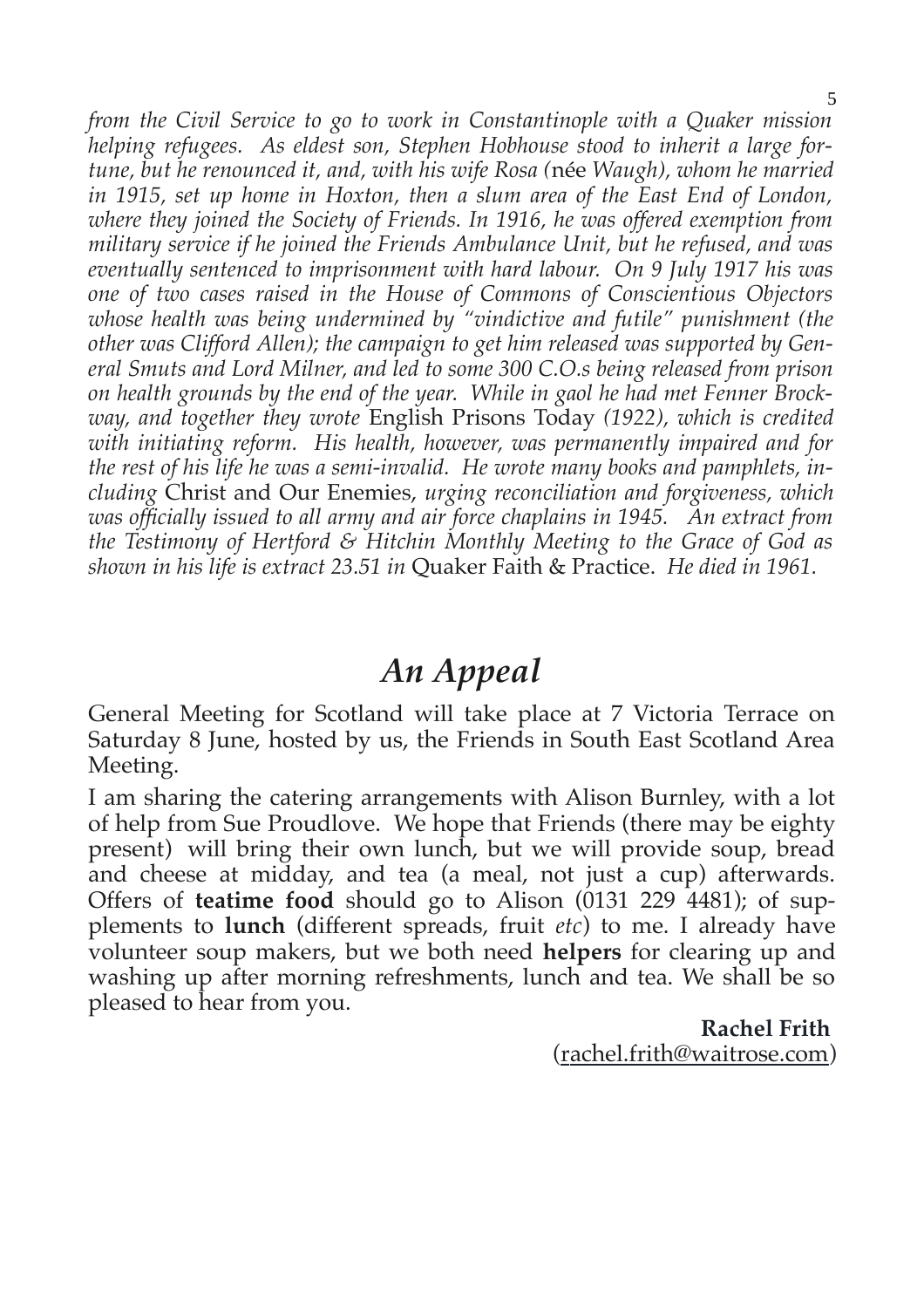*from the Civil Service to go to work in Constantinople with a Quaker mission helping refugees. As eldest son, Stephen Hobhouse stood to inherit a large fortune, but he renounced it, and, with his wife Rosa (*née *Waugh), whom he married in 1915, set up home in Hoxton, then a slum area of the East End of London, where they joined the Society of Friends. In 1916, he was offered exemption from military service if he joined the Friends Ambulance Unit, but he refused, and was eventually sentenced to imprisonment with hard labour. On 9 July 1917 his was one of two cases raised in the House of Commons of Conscientious Objectors whose health was being undermined by "vindictive and futile" punishment (the other was Clifford Allen); the campaign to get him released was supported by General Smuts and Lord Milner, and led to some 300 C.O.s being released from prison on health grounds by the end of the year. While in gaol he had met Fenner Brockway, and together they wrote* English Prisons Today *(1922), which is credited with initiating reform. His health, however, was permanently impaired and for the rest of his life he was a semi-invalid. He wrote many books and pamphlets, including* Christ and Our Enemies, *urging reconciliation and forgiveness, which was officially issued to all army and air force chaplains in 1945. An extract from the Testimony of Hertford & Hitchin Monthly Meeting to the Grace of God as shown in his life is extract 23.51 in* Quaker Faith & Practice. *He died in 1961.*

# *An Appeal*

General Meeting for Scotland will take place at 7 Victoria Terrace on Saturday 8 June, hosted by us, the Friends in South East Scotland Area Meeting.

I am sharing the catering arrangements with Alison Burnley, with a lot of help from Sue Proudlove. We hope that Friends (there may be eighty present) will bring their own lunch, but we will provide soup, bread and cheese at midday, and tea (a meal, not just a cup) afterwards. Offers of **teatime food** should go to Alison (0131 229 4481); of supplements to **lunch** (different spreads, fruit *etc*) to me. I already have volunteer soup makers, but we both need **helpers** for clearing up and washing up after morning refreshments, lunch and tea. We shall be so pleased to hear from you.

**Rachel Frith**
(rachel.frith@waitrose.com)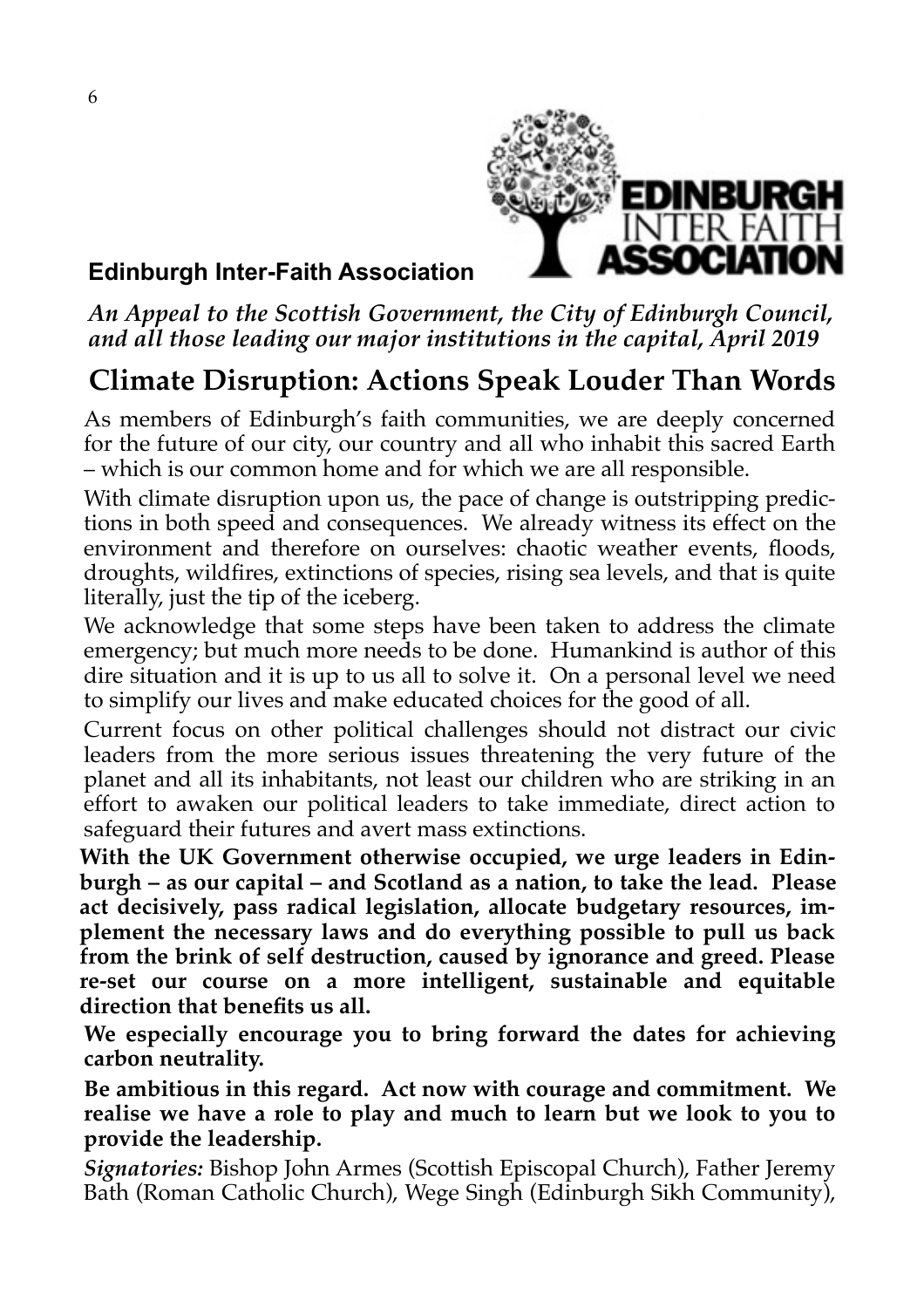**Edinburgh Inter-Faith Association**

*An Appeal to the Scottish Government, the City of Edinburgh Council, and all those leading our major institutions in the capital, April 2019*

## Climate Disruption: Actions Speak Louder Than Words

As members of Edinburgh's faith communities, we are deeply concerned for the future of our city, our country and all who inhabit this sacred Earth – which is our common home and for which we are all responsible.

With climate disruption upon us, the pace of change is outstripping predictions in both speed and consequences. We already witness its effect on the environment and therefore on ourselves: chaotic weather events, floods, droughts, wildfires, extinctions of species, rising sea levels, and that is quite literally, just the tip of the iceberg.

We acknowledge that some steps have been taken to address the climate emergency; but much more needs to be done. Humankind is author of this dire situation and it is up to us all to solve it. On a personal level we need to simplify our lives and make educated choices for the good of all.

Current focus on other political challenges should not distract our civic leaders from the more serious issues threatening the very future of the planet and all its inhabitants, not least our children who are striking in an effort to awaken our political leaders to take immediate, direct action to safeguard their futures and avert mass extinctions.

**With the UK Government otherwise occupied, we urge leaders in Edinburgh – as our capital – and Scotland as a nation, to take the lead. Please act decisively, pass radical legislation, allocate budgetary resources, implement the necessary laws and do everything possible to pull us back from the brink of self destruction, caused by ignorance and greed. Please re-set our course on a more intelligent, sustainable and equitable direction that benefits us all.**

**We especially encourage you to bring forward the dates for achieving carbon neutrality.**

**Be ambitious in this regard. Act now with courage and commitment. We realise we have a role to play and much to learn but we look to you to provide the leadership.**

***Signatories:*** Bishop John Armes (Scottish Episcopal Church), Father Jeremy Bath (Roman Catholic Church), Wege Singh (Edinburgh Sikh Community),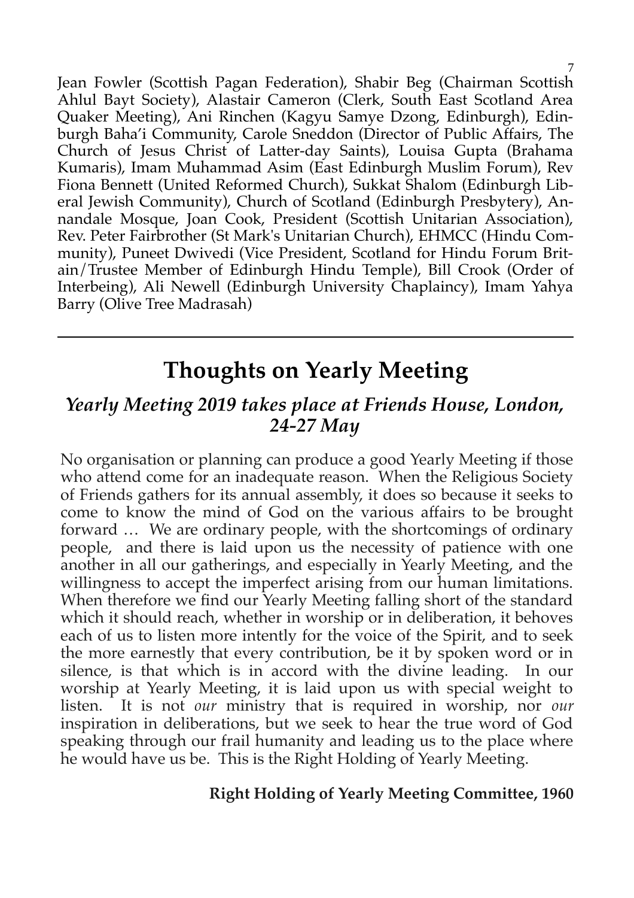Jean Fowler (Scottish Pagan Federation), Shabir Beg (Chairman Scottish Ahlul Bayt Society), Alastair Cameron (Clerk, South East Scotland Area Quaker Meeting), Ani Rinchen (Kagyu Samye Dzong, Edinburgh), Edinburgh Baha'i Community, Carole Sneddon (Director of Public Affairs, The Church of Jesus Christ of Latter-day Saints), Louisa Gupta (Brahama Kumaris), Imam Muhammad Asim (East Edinburgh Muslim Forum), Rev Fiona Bennett (United Reformed Church), Sukkat Shalom (Edinburgh Liberal Jewish Community), Church of Scotland (Edinburgh Presbytery), Annandale Mosque, Joan Cook, President (Scottish Unitarian Association), Rev. Peter Fairbrother (St Mark's Unitarian Church), EHMCC (Hindu Community), Puneet Dwivedi (Vice President, Scotland for Hindu Forum Britain/Trustee Member of Edinburgh Hindu Temple), Bill Crook (Order of Interbeing), Ali Newell (Edinburgh University Chaplaincy), Imam Yahya Barry (Olive Tree Madrasah)

---

# Thoughts on Yearly Meeting

## *Yearly Meeting 2019 takes place at Friends House, London, 24-27 May*

No organisation or planning can produce a good Yearly Meeting if those who attend come for an inadequate reason. When the Religious Society of Friends gathers for its annual assembly, it does so because it seeks to come to know the mind of God on the various affairs to be brought forward … We are ordinary people, with the shortcomings of ordinary people, and there is laid upon us the necessity of patience with one another in all our gatherings, and especially in Yearly Meeting, and the willingness to accept the imperfect arising from our human limitations. When therefore we find our Yearly Meeting falling short of the standard which it should reach, whether in worship or in deliberation, it behoves each of us to listen more intently for the voice of the Spirit, and to seek the more earnestly that every contribution, be it by spoken word or in silence, is that which is in accord with the divine leading. In our worship at Yearly Meeting, it is laid upon us with special weight to listen. It is not *our* ministry that is required in worship, nor *our* inspiration in deliberations, but we seek to hear the true word of God speaking through our frail humanity and leading us to the place where he would have us be. This is the Right Holding of Yearly Meeting.

**Right Holding of Yearly Meeting Committee, 1960**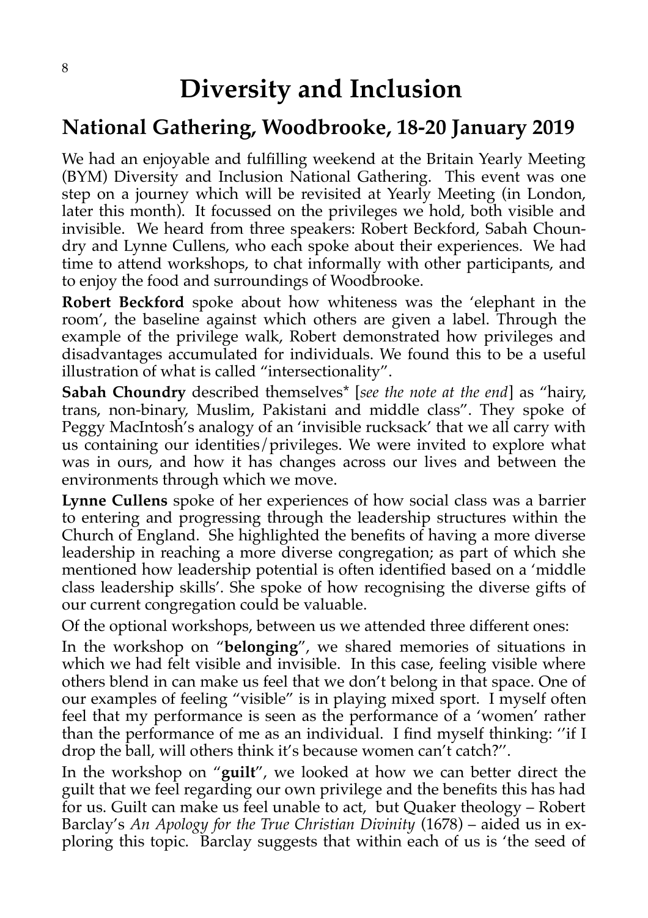# Diversity and Inclusion

## National Gathering, Woodbrooke, 18-20 January 2019

We had an enjoyable and fulfilling weekend at the Britain Yearly Meeting (BYM) Diversity and Inclusion National Gathering. This event was one step on a journey which will be revisited at Yearly Meeting (in London, later this month). It focussed on the privileges we hold, both visible and invisible. We heard from three speakers: Robert Beckford, Sabah Choundry and Lynne Cullens, who each spoke about their experiences. We had time to attend workshops, to chat informally with other participants, and to enjoy the food and surroundings of Woodbrooke.

**Robert Beckford** spoke about how whiteness was the 'elephant in the room', the baseline against which others are given a label. Through the example of the privilege walk, Robert demonstrated how privileges and disadvantages accumulated for individuals. We found this to be a useful illustration of what is called "intersectionality".

**Sabah Choundry** described themselves* [*see the note at the end*] as "hairy, trans, non-binary, Muslim, Pakistani and middle class". They spoke of Peggy MacIntosh's analogy of an 'invisible rucksack' that we all carry with us containing our identities/privileges. We were invited to explore what was in ours, and how it has changes across our lives and between the environments through which we move.

**Lynne Cullens** spoke of her experiences of how social class was a barrier to entering and progressing through the leadership structures within the Church of England. She highlighted the benefits of having a more diverse leadership in reaching a more diverse congregation; as part of which she mentioned how leadership potential is often identified based on a 'middle class leadership skills'. She spoke of how recognising the diverse gifts of our current congregation could be valuable.

Of the optional workshops, between us we attended three different ones:

In the workshop on "**belonging**", we shared memories of situations in which we had felt visible and invisible. In this case, feeling visible where others blend in can make us feel that we don't belong in that space. One of our examples of feeling "visible" is in playing mixed sport. I myself often feel that my performance is seen as the performance of a 'women' rather than the performance of me as an individual. I find myself thinking: ''if I drop the ball, will others think it's because women can't catch?''.

In the workshop on "**guilt**", we looked at how we can better direct the guilt that we feel regarding our own privilege and the benefits this has had for us. Guilt can make us feel unable to act, but Quaker theology – Robert Barclay's *An Apology for the True Christian Divinity* (1678) – aided us in exploring this topic. Barclay suggests that within each of us is 'the seed of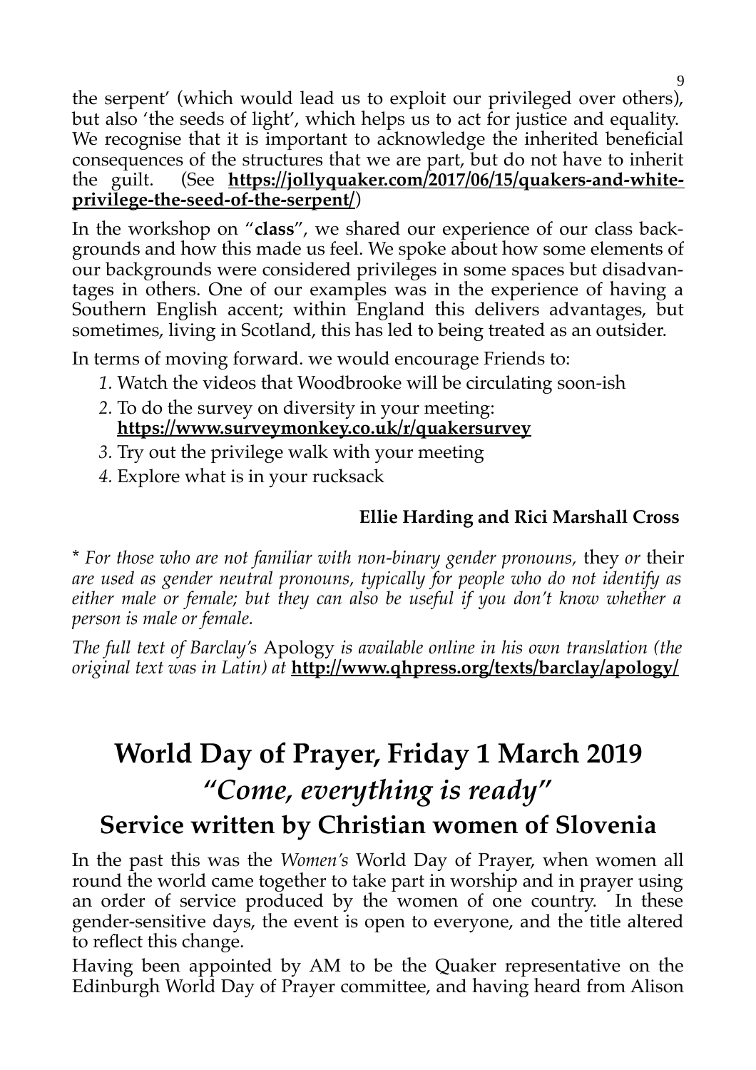the serpent' (which would lead us to exploit our privileged over others), but also 'the seeds of light', which helps us to act for justice and equality. We recognise that it is important to acknowledge the inherited beneficial consequences of the structures that we are part, but do not have to inherit the guilt. (See **https://jollyquaker.com/2017/06/15/quakers-and-white-privilege-the-seed-of-the-serpent/**)

In the workshop on "**class**", we shared our experience of our class backgrounds and how this made us feel. We spoke about how some elements of our backgrounds were considered privileges in some spaces but disadvantages in others. One of our examples was in the experience of having a Southern English accent; within England this delivers advantages, but sometimes, living in Scotland, this has led to being treated as an outsider.

In terms of moving forward. we would encourage Friends to:

1. Watch the videos that Woodbrooke will be circulating soon-ish
2. To do the survey on diversity in your meeting: **https://www.surveymonkey.co.uk/r/quakersurvey**
3. Try out the privilege walk with your meeting
4. Explore what is in your rucksack

**Ellie Harding and Rici Marshall Cross**

* *For those who are not familiar with non-binary gender pronouns,* they *or* their *are used as gender neutral pronouns, typically for people who do not identify as either male or female; but they can also be useful if you don't know whether a person is male or female.*

*The full text of Barclay's* Apology *is available online in his own translation (the original text was in Latin) at* **http://www.qhpress.org/texts/barclay/apology/**

# World Day of Prayer, Friday 1 March 2019

## *"Come, everything is ready"*

## Service written by Christian women of Slovenia

In the past this was the *Women's* World Day of Prayer, when women all round the world came together to take part in worship and in prayer using an order of service produced by the women of one country. In these gender-sensitive days, the event is open to everyone, and the title altered to reflect this change.

Having been appointed by AM to be the Quaker representative on the Edinburgh World Day of Prayer committee, and having heard from Alison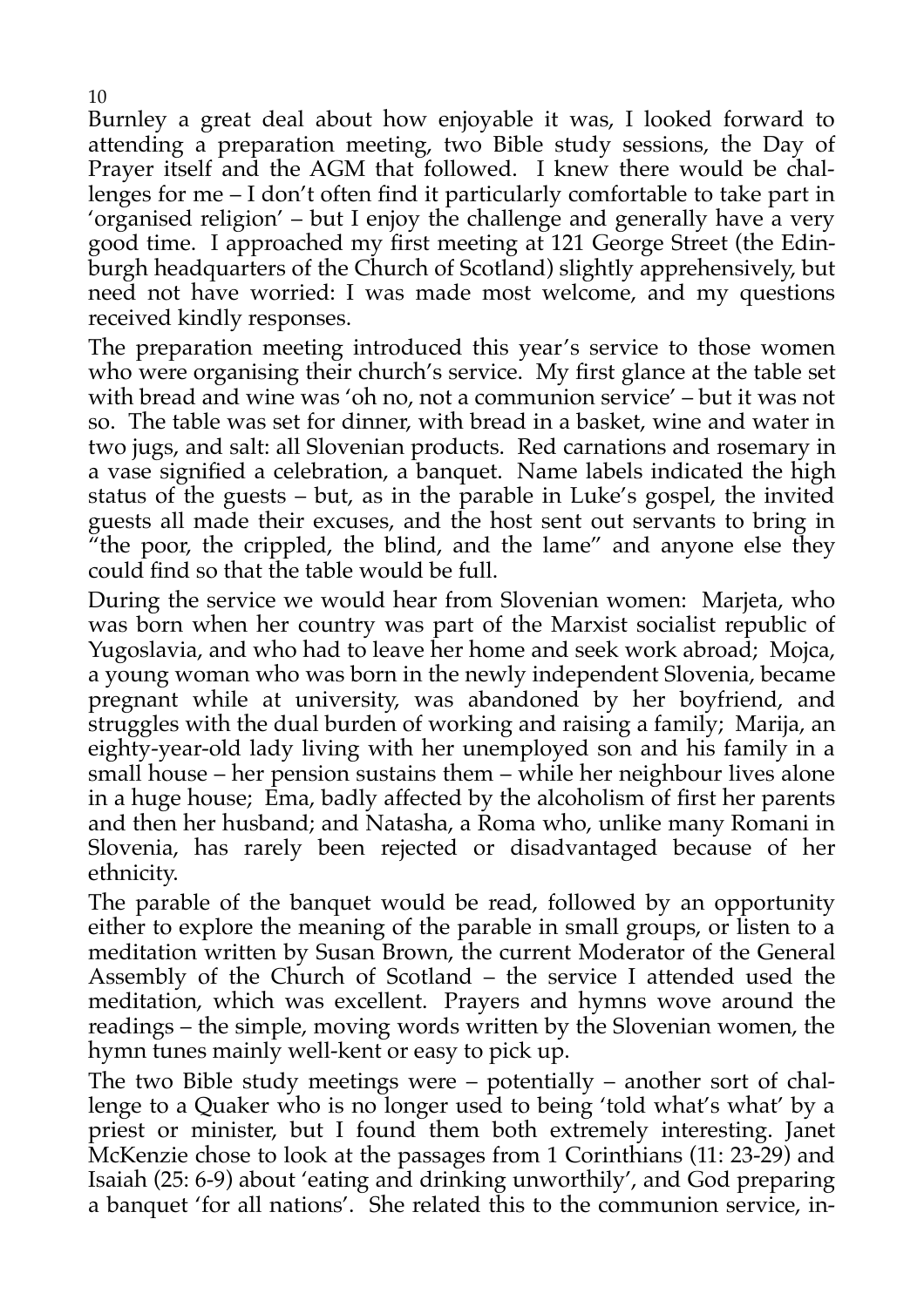Burnley a great deal about how enjoyable it was, I looked forward to attending a preparation meeting, two Bible study sessions, the Day of Prayer itself and the AGM that followed. I knew there would be challenges for me – I don't often find it particularly comfortable to take part in 'organised religion' – but I enjoy the challenge and generally have a very good time. I approached my first meeting at 121 George Street (the Edinburgh headquarters of the Church of Scotland) slightly apprehensively, but need not have worried: I was made most welcome, and my questions received kindly responses.

The preparation meeting introduced this year's service to those women who were organising their church's service. My first glance at the table set with bread and wine was 'oh no, not a communion service' – but it was not so. The table was set for dinner, with bread in a basket, wine and water in two jugs, and salt: all Slovenian products. Red carnations and rosemary in a vase signified a celebration, a banquet. Name labels indicated the high status of the guests – but, as in the parable in Luke's gospel, the invited guests all made their excuses, and the host sent out servants to bring in "the poor, the crippled, the blind, and the lame" and anyone else they could find so that the table would be full.

During the service we would hear from Slovenian women: Marjeta, who was born when her country was part of the Marxist socialist republic of Yugoslavia, and who had to leave her home and seek work abroad; Mojca, a young woman who was born in the newly independent Slovenia, became pregnant while at university, was abandoned by her boyfriend, and struggles with the dual burden of working and raising a family; Marija, an eighty-year-old lady living with her unemployed son and his family in a small house – her pension sustains them – while her neighbour lives alone in a huge house; Ema, badly affected by the alcoholism of first her parents and then her husband; and Natasha, a Roma who, unlike many Romani in Slovenia, has rarely been rejected or disadvantaged because of her ethnicity.

The parable of the banquet would be read, followed by an opportunity either to explore the meaning of the parable in small groups, or listen to a meditation written by Susan Brown, the current Moderator of the General Assembly of the Church of Scotland – the service I attended used the meditation, which was excellent. Prayers and hymns wove around the readings – the simple, moving words written by the Slovenian women, the hymn tunes mainly well-kent or easy to pick up.

The two Bible study meetings were – potentially – another sort of challenge to a Quaker who is no longer used to being 'told what's what' by a priest or minister, but I found them both extremely interesting. Janet McKenzie chose to look at the passages from 1 Corinthians (11: 23-29) and Isaiah (25: 6-9) about 'eating and drinking unworthily', and God preparing a banquet 'for all nations'. She related this to the communion service, in-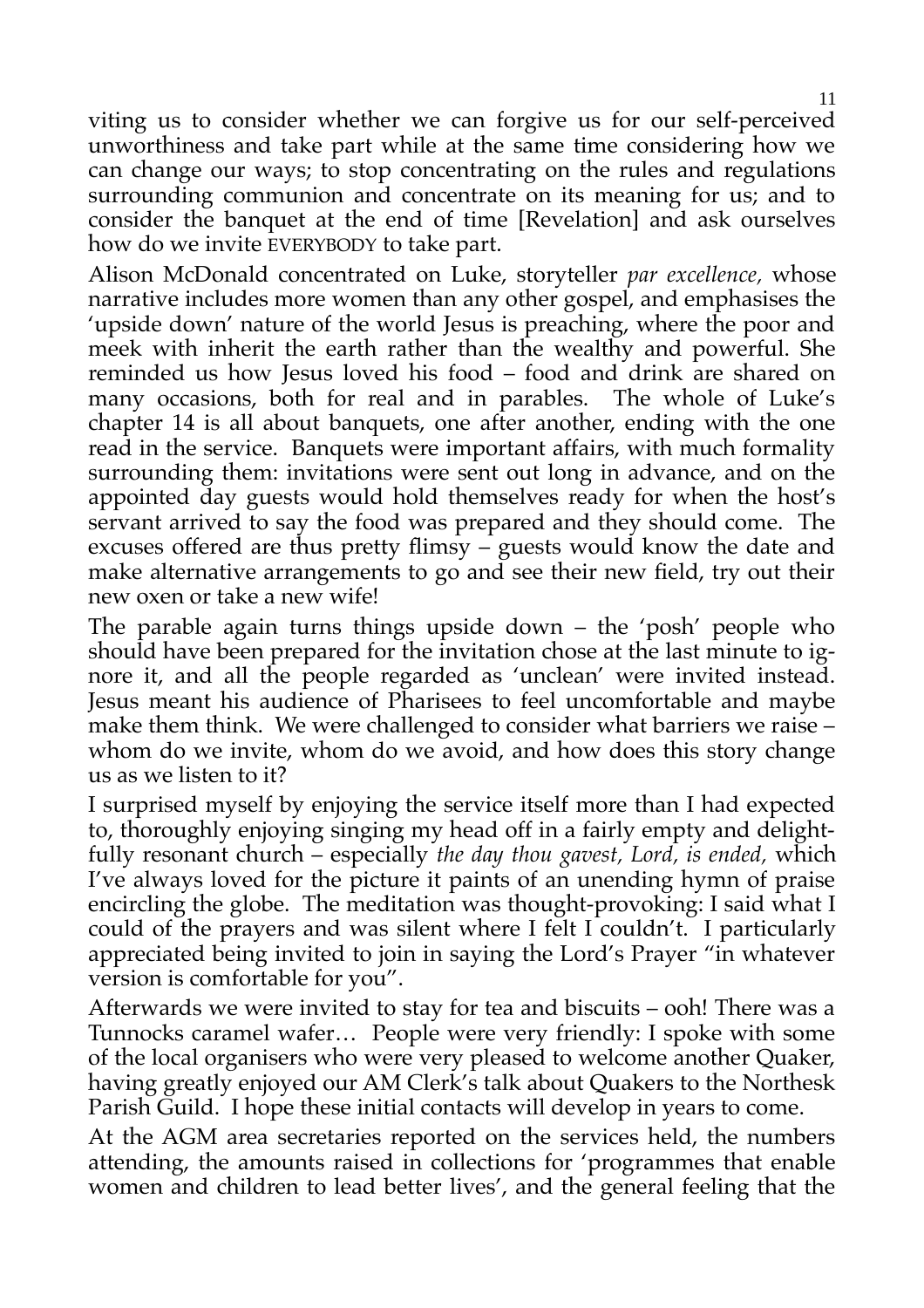viting us to consider whether we can forgive us for our self-perceived unworthiness and take part while at the same time considering how we can change our ways; to stop concentrating on the rules and regulations surrounding communion and concentrate on its meaning for us; and to consider the banquet at the end of time [Revelation] and ask ourselves how do we invite EVERYBODY to take part.

Alison McDonald concentrated on Luke, storyteller *par excellence,* whose narrative includes more women than any other gospel, and emphasises the 'upside down' nature of the world Jesus is preaching, where the poor and meek with inherit the earth rather than the wealthy and powerful. She reminded us how Jesus loved his food – food and drink are shared on many occasions, both for real and in parables. The whole of Luke's chapter 14 is all about banquets, one after another, ending with the one read in the service. Banquets were important affairs, with much formality surrounding them: invitations were sent out long in advance, and on the appointed day guests would hold themselves ready for when the host's servant arrived to say the food was prepared and they should come. The excuses offered are thus pretty flimsy – guests would know the date and make alternative arrangements to go and see their new field, try out their new oxen or take a new wife!

The parable again turns things upside down – the 'posh' people who should have been prepared for the invitation chose at the last minute to ignore it, and all the people regarded as 'unclean' were invited instead. Jesus meant his audience of Pharisees to feel uncomfortable and maybe make them think. We were challenged to consider what barriers we raise – whom do we invite, whom do we avoid, and how does this story change us as we listen to it?

I surprised myself by enjoying the service itself more than I had expected to, thoroughly enjoying singing my head off in a fairly empty and delightfully resonant church – especially *the day thou gavest, Lord, is ended,* which I've always loved for the picture it paints of an unending hymn of praise encircling the globe. The meditation was thought-provoking: I said what I could of the prayers and was silent where I felt I couldn't. I particularly appreciated being invited to join in saying the Lord's Prayer "in whatever version is comfortable for you".

Afterwards we were invited to stay for tea and biscuits – ooh! There was a Tunnocks caramel wafer… People were very friendly: I spoke with some of the local organisers who were very pleased to welcome another Quaker, having greatly enjoyed our AM Clerk's talk about Quakers to the Northesk Parish Guild. I hope these initial contacts will develop in years to come.

At the AGM area secretaries reported on the services held, the numbers attending, the amounts raised in collections for 'programmes that enable women and children to lead better lives', and the general feeling that the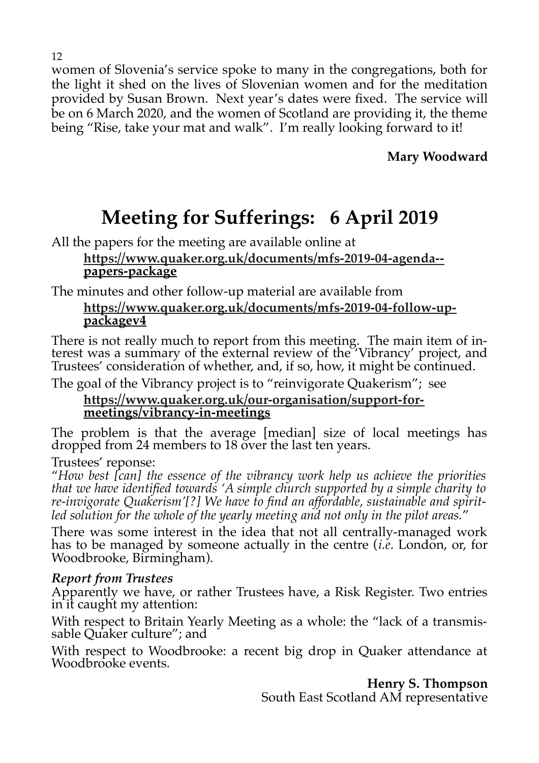women of Slovenia's service spoke to many in the congregations, both for the light it shed on the lives of Slovenian women and for the meditation provided by Susan Brown. Next year's dates were fixed. The service will be on 6 March 2020, and the women of Scotland are providing it, the theme being "Rise, take your mat and walk". I'm really looking forward to it!

**Mary Woodward**

# Meeting for Sufferings: 6 April 2019

All the papers for the meeting are available online at

**https://www.quaker.org.uk/documents/mfs-2019-04-agenda--papers-package**

The minutes and other follow-up material are available from

**https://www.quaker.org.uk/documents/mfs-2019-04-follow-up-packagev4**

There is not really much to report from this meeting. The main item of interest was a summary of the external review of the 'Vibrancy' project, and Trustees' consideration of whether, and, if so, how, it might be continued.

The goal of the Vibrancy project is to "reinvigorate Quakerism"; see

**https://www.quaker.org.uk/our-organisation/support-for-meetings/vibrancy-in-meetings**

The problem is that the average [median] size of local meetings has dropped from 24 members to 18 over the last ten years.

Trustees' reponse:

"*How best [can] the essence of the vibrancy work help us achieve the priorities that we have identified towards 'A simple church supported by a simple charity to re-invigorate Quakerism'[?] We have to find an affordable, sustainable and spirit-led solution for the whole of the yearly meeting and not only in the pilot areas.*"

There was some interest in the idea that not all centrally-managed work has to be managed by someone actually in the centre (*i.e*. London, or, for Woodbrooke, Birmingham).

***Report from Trustees***

Apparently we have, or rather Trustees have, a Risk Register. Two entries in it caught my attention:

With respect to Britain Yearly Meeting as a whole: the "lack of a transmissable Quaker culture"; and

With respect to Woodbrooke: a recent big drop in Quaker attendance at Woodbrooke events.

**Henry S. Thompson**
South East Scotland AM representative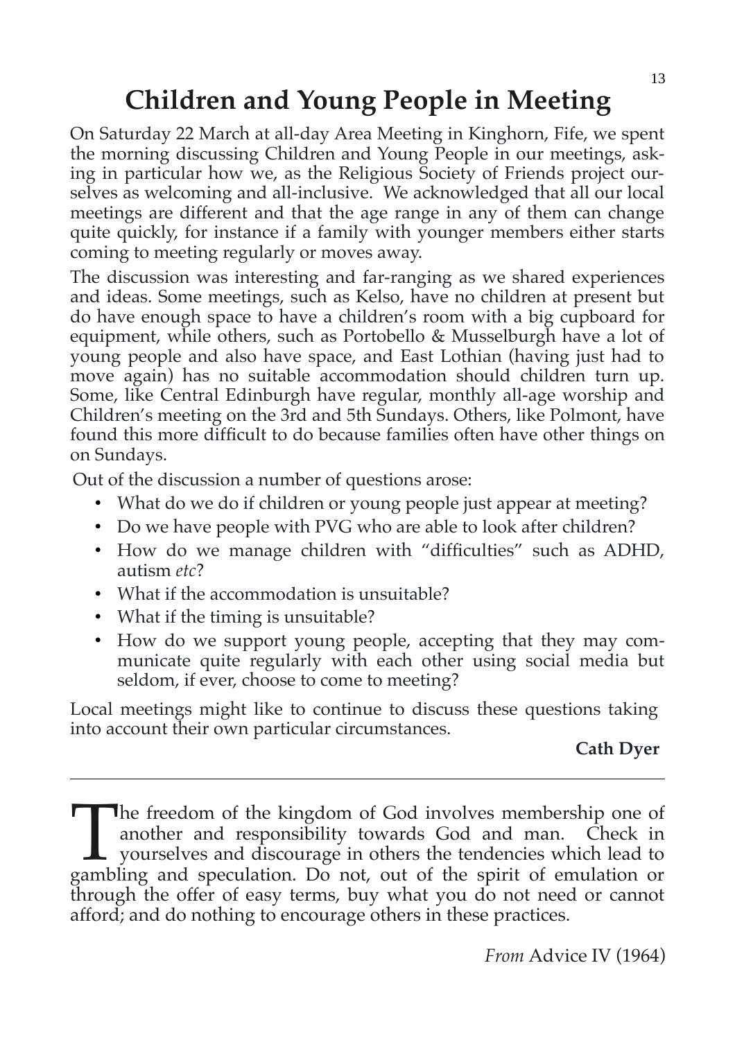# Children and Young People in Meeting

On Saturday 22 March at all-day Area Meeting in Kinghorn, Fife, we spent the morning discussing Children and Young People in our meetings, asking in particular how we, as the Religious Society of Friends project ourselves as welcoming and all-inclusive. We acknowledged that all our local meetings are different and that the age range in any of them can change quite quickly, for instance if a family with younger members either starts coming to meeting regularly or moves away.

The discussion was interesting and far-ranging as we shared experiences and ideas. Some meetings, such as Kelso, have no children at present but do have enough space to have a children's room with a big cupboard for equipment, while others, such as Portobello & Musselburgh have a lot of young people and also have space, and East Lothian (having just had to move again) has no suitable accommodation should children turn up. Some, like Central Edinburgh have regular, monthly all-age worship and Children's meeting on the 3rd and 5th Sundays. Others, like Polmont, have found this more difficult to do because families often have other things on on Sundays.

Out of the discussion a number of questions arose:

- What do we do if children or young people just appear at meeting?
- Do we have people with PVG who are able to look after children?
- How do we manage children with "difficulties" such as ADHD, autism *etc*?
- What if the accommodation is unsuitable?
- What if the timing is unsuitable?
- How do we support young people, accepting that they may communicate quite regularly with each other using social media but seldom, if ever, choose to come to meeting?

Local meetings might like to continue to discuss these questions taking into account their own particular circumstances.

**Cath Dyer**

---

The freedom of the kingdom of God involves membership one of another and responsibility towards God and man. Check in yourselves and discourage in others the tendencies which lead to gambling and speculation. Do not, out of the spirit of emulation or through the offer of easy terms, buy what you do not need or cannot afford; and do nothing to encourage others in these practices.

*From* Advice IV (1964)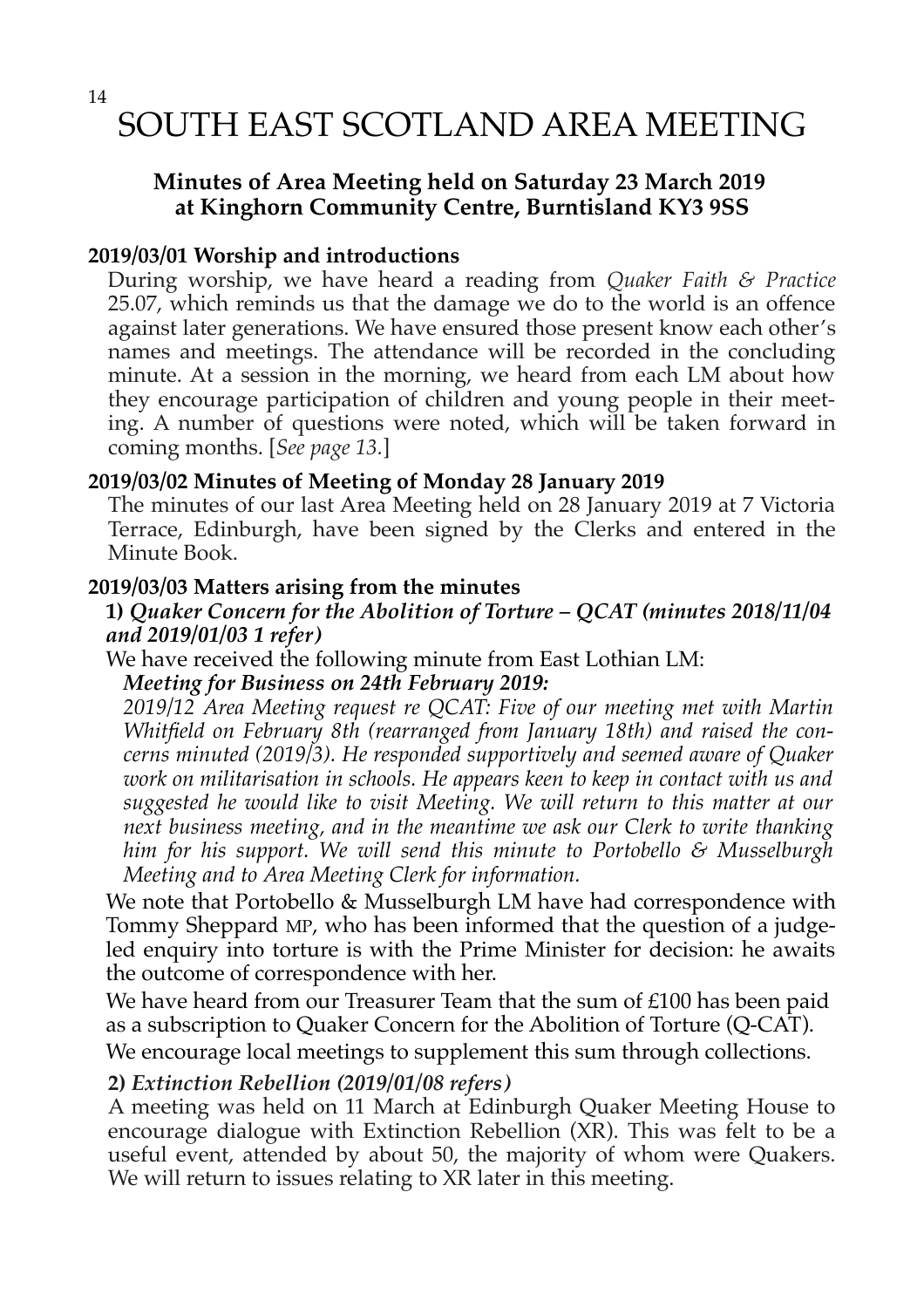# SOUTH EAST SCOTLAND AREA MEETING

## Minutes of Area Meeting held on Saturday 23 March 2019 at Kinghorn Community Centre, Burntisland KY3 9SS

### 2019/03/01 Worship and introductions

During worship, we have heard a reading from *Quaker Faith & Practice* 25.07, which reminds us that the damage we do to the world is an offence against later generations. We have ensured those present know each other's names and meetings. The attendance will be recorded in the concluding minute. At a session in the morning, we heard from each LM about how they encourage participation of children and young people in their meeting. A number of questions were noted, which will be taken forward in coming months. [*See page 13.*]

### 2019/03/02 Minutes of Meeting of Monday 28 January 2019

The minutes of our last Area Meeting held on 28 January 2019 at 7 Victoria Terrace, Edinburgh, have been signed by the Clerks and entered in the Minute Book.

### 2019/03/03 Matters arising from the minutes

**1)** ***Quaker Concern for the Abolition of Torture – QCAT (minutes 2018/11/04 and 2019/01/03 1 refer)***

We have received the following minute from East Lothian LM:

***Meeting for Business on 24th February 2019:***

*2019/12 Area Meeting request re QCAT: Five of our meeting met with Martin Whitfield on February 8th (rearranged from January 18th) and raised the concerns minuted (2019/3). He responded supportively and seemed aware of Quaker work on militarisation in schools. He appears keen to keep in contact with us and suggested he would like to visit Meeting. We will return to this matter at our next business meeting, and in the meantime we ask our Clerk to write thanking him for his support. We will send this minute to Portobello & Musselburgh Meeting and to Area Meeting Clerk for information.*

We note that Portobello & Musselburgh LM have had correspondence with Tommy Sheppard MP, who has been informed that the question of a judge-led enquiry into torture is with the Prime Minister for decision: he awaits the outcome of correspondence with her.

We have heard from our Treasurer Team that the sum of £100 has been paid as a subscription to Quaker Concern for the Abolition of Torture (Q-CAT).

We encourage local meetings to supplement this sum through collections.

**2)** ***Extinction Rebellion (2019/01/08 refers)***

A meeting was held on 11 March at Edinburgh Quaker Meeting House to encourage dialogue with Extinction Rebellion (XR). This was felt to be a useful event, attended by about 50, the majority of whom were Quakers. We will return to issues relating to XR later in this meeting.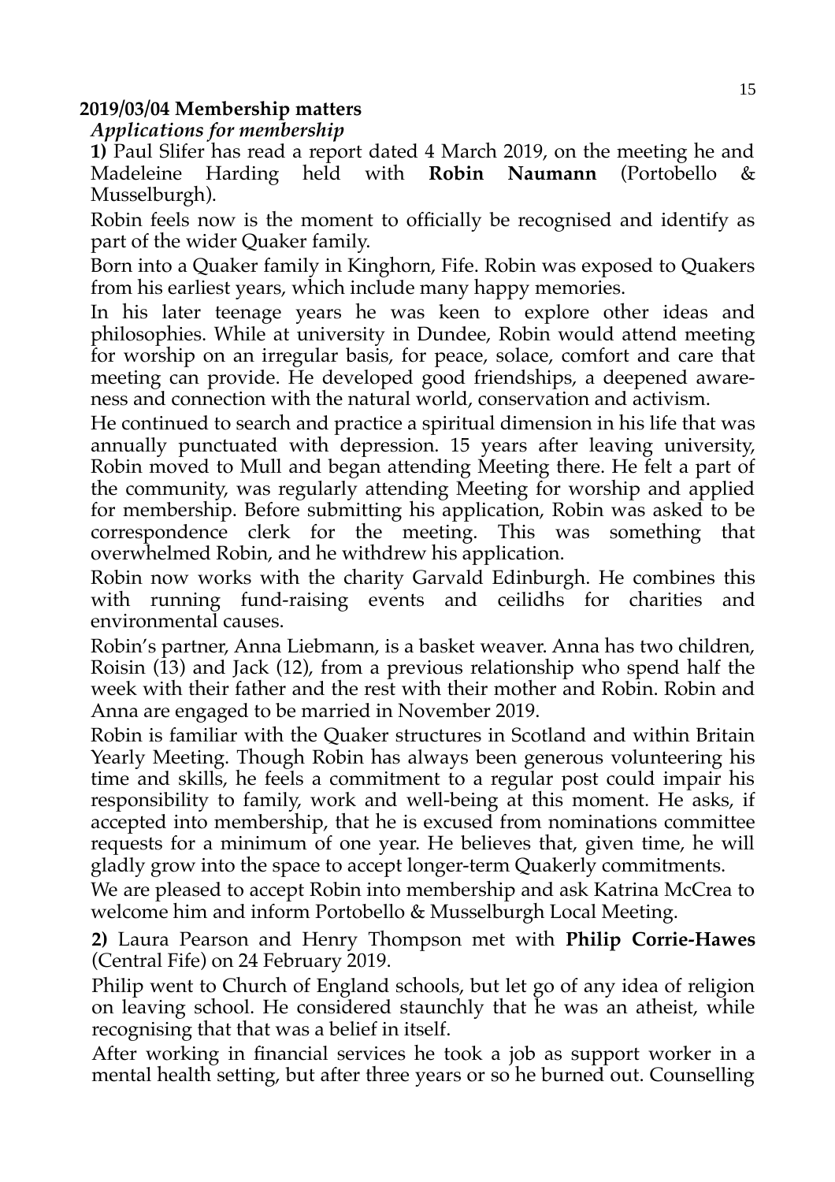**2019/03/04 Membership matters**

***Applications for membership***

**1)** Paul Slifer has read a report dated 4 March 2019, on the meeting he and Madeleine Harding held with **Robin Naumann** (Portobello & Musselburgh).

Robin feels now is the moment to officially be recognised and identify as part of the wider Quaker family.

Born into a Quaker family in Kinghorn, Fife. Robin was exposed to Quakers from his earliest years, which include many happy memories.

In his later teenage years he was keen to explore other ideas and philosophies. While at university in Dundee, Robin would attend meeting for worship on an irregular basis, for peace, solace, comfort and care that meeting can provide. He developed good friendships, a deepened awareness and connection with the natural world, conservation and activism.

He continued to search and practice a spiritual dimension in his life that was annually punctuated with depression. 15 years after leaving university, Robin moved to Mull and began attending Meeting there. He felt a part of the community, was regularly attending Meeting for worship and applied for membership. Before submitting his application, Robin was asked to be correspondence clerk for the meeting. This was something that overwhelmed Robin, and he withdrew his application.

Robin now works with the charity Garvald Edinburgh. He combines this with running fund-raising events and ceilidhs for charities and environmental causes.

Robin's partner, Anna Liebmann, is a basket weaver. Anna has two children, Roisin (13) and Jack (12), from a previous relationship who spend half the week with their father and the rest with their mother and Robin. Robin and Anna are engaged to be married in November 2019.

Robin is familiar with the Quaker structures in Scotland and within Britain Yearly Meeting. Though Robin has always been generous volunteering his time and skills, he feels a commitment to a regular post could impair his responsibility to family, work and well-being at this moment. He asks, if accepted into membership, that he is excused from nominations committee requests for a minimum of one year. He believes that, given time, he will gladly grow into the space to accept longer-term Quakerly commitments.

We are pleased to accept Robin into membership and ask Katrina McCrea to welcome him and inform Portobello & Musselburgh Local Meeting.

**2)** Laura Pearson and Henry Thompson met with **Philip Corrie-Hawes** (Central Fife) on 24 February 2019.

Philip went to Church of England schools, but let go of any idea of religion on leaving school. He considered staunchly that he was an atheist, while recognising that that was a belief in itself.

After working in financial services he took a job as support worker in a mental health setting, but after three years or so he burned out. Counselling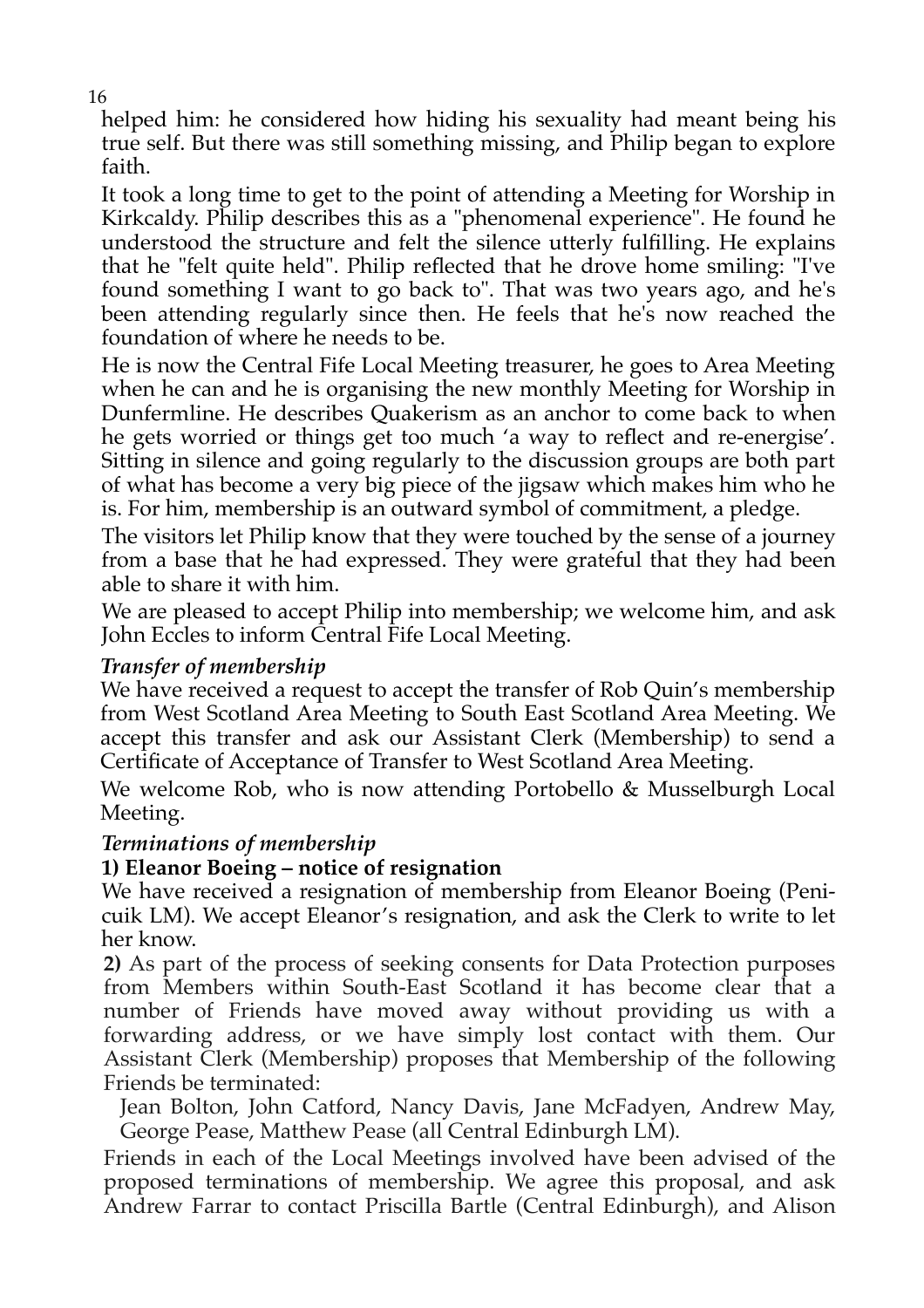helped him: he considered how hiding his sexuality had meant being his true self. But there was still something missing, and Philip began to explore faith.

It took a long time to get to the point of attending a Meeting for Worship in Kirkcaldy. Philip describes this as a "phenomenal experience". He found he understood the structure and felt the silence utterly fulfilling. He explains that he "felt quite held". Philip reflected that he drove home smiling: "I've found something I want to go back to". That was two years ago, and he's been attending regularly since then. He feels that he's now reached the foundation of where he needs to be.

He is now the Central Fife Local Meeting treasurer, he goes to Area Meeting when he can and he is organising the new monthly Meeting for Worship in Dunfermline. He describes Quakerism as an anchor to come back to when he gets worried or things get too much 'a way to reflect and re-energise'. Sitting in silence and going regularly to the discussion groups are both part of what has become a very big piece of the jigsaw which makes him who he is. For him, membership is an outward symbol of commitment, a pledge.

The visitors let Philip know that they were touched by the sense of a journey from a base that he had expressed. They were grateful that they had been able to share it with him.

We are pleased to accept Philip into membership; we welcome him, and ask John Eccles to inform Central Fife Local Meeting.

### *Transfer of membership*

We have received a request to accept the transfer of Rob Quin's membership from West Scotland Area Meeting to South East Scotland Area Meeting. We accept this transfer and ask our Assistant Clerk (Membership) to send a Certificate of Acceptance of Transfer to West Scotland Area Meeting.

We welcome Rob, who is now attending Portobello & Musselburgh Local Meeting.

### *Terminations of membership*

**1) Eleanor Boeing – notice of resignation**

We have received a resignation of membership from Eleanor Boeing (Penicuik LM). We accept Eleanor's resignation, and ask the Clerk to write to let her know.

**2)** As part of the process of seeking consents for Data Protection purposes from Members within South-East Scotland it has become clear that a number of Friends have moved away without providing us with a forwarding address, or we have simply lost contact with them. Our Assistant Clerk (Membership) proposes that Membership of the following Friends be terminated:

Jean Bolton, John Catford, Nancy Davis, Jane McFadyen, Andrew May, George Pease, Matthew Pease (all Central Edinburgh LM).

Friends in each of the Local Meetings involved have been advised of the proposed terminations of membership. We agree this proposal, and ask Andrew Farrar to contact Priscilla Bartle (Central Edinburgh), and Alison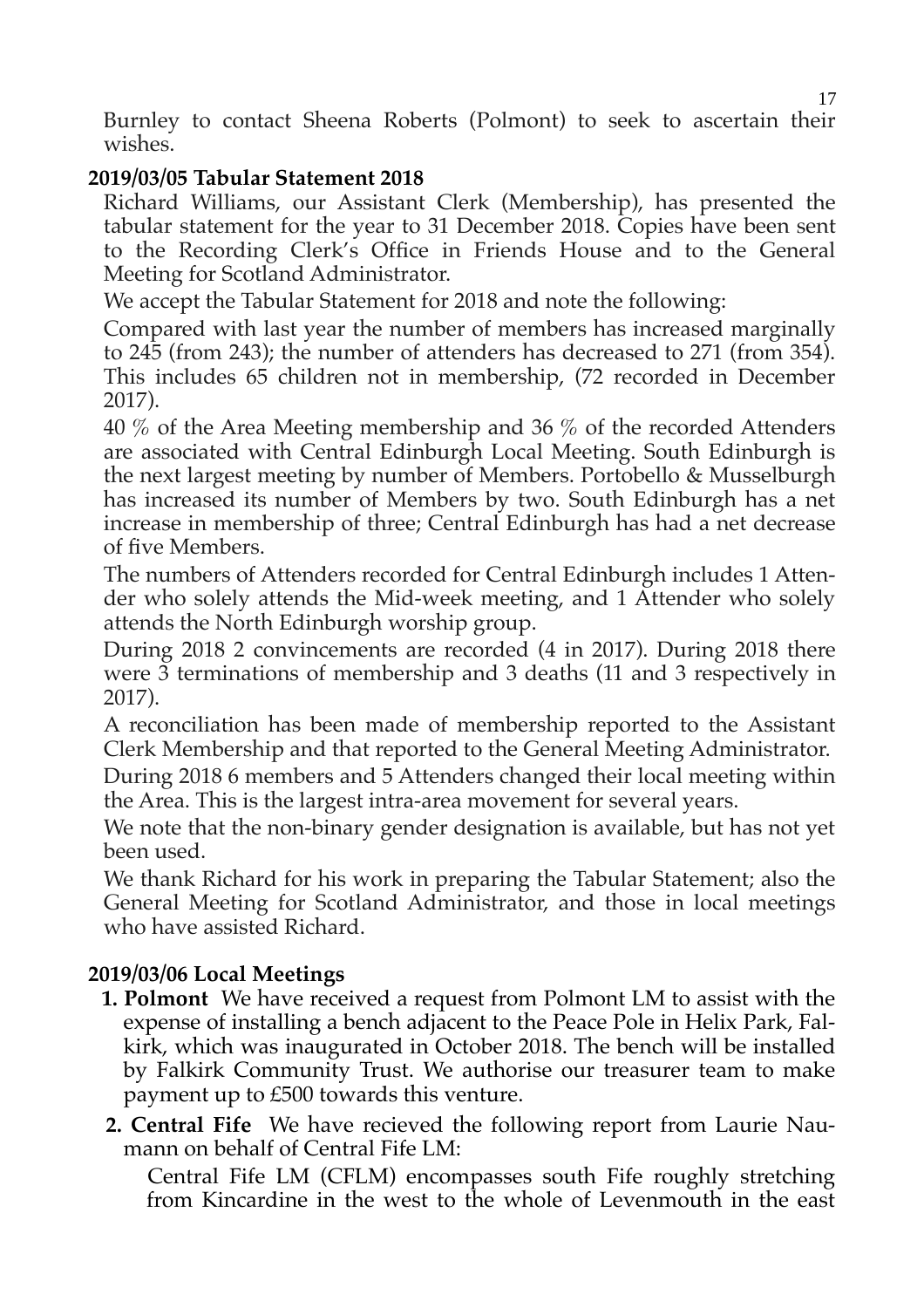Burnley to contact Sheena Roberts (Polmont) to seek to ascertain their wishes.

**2019/03/05 Tabular Statement 2018**

Richard Williams, our Assistant Clerk (Membership), has presented the tabular statement for the year to 31 December 2018. Copies have been sent to the Recording Clerk's Office in Friends House and to the General Meeting for Scotland Administrator.

We accept the Tabular Statement for 2018 and note the following:

Compared with last year the number of members has increased marginally to 245 (from 243); the number of attenders has decreased to 271 (from 354). This includes 65 children not in membership, (72 recorded in December 2017).

40 % of the Area Meeting membership and 36 % of the recorded Attenders are associated with Central Edinburgh Local Meeting. South Edinburgh is the next largest meeting by number of Members. Portobello & Musselburgh has increased its number of Members by two. South Edinburgh has a net increase in membership of three; Central Edinburgh has had a net decrease of five Members.

The numbers of Attenders recorded for Central Edinburgh includes 1 Attender who solely attends the Mid-week meeting, and 1 Attender who solely attends the North Edinburgh worship group.

During 2018 2 convincements are recorded (4 in 2017). During 2018 there were 3 terminations of membership and 3 deaths (11 and 3 respectively in 2017).

A reconciliation has been made of membership reported to the Assistant Clerk Membership and that reported to the General Meeting Administrator.

During 2018 6 members and 5 Attenders changed their local meeting within the Area. This is the largest intra-area movement for several years.

We note that the non-binary gender designation is available, but has not yet been used.

We thank Richard for his work in preparing the Tabular Statement; also the General Meeting for Scotland Administrator, and those in local meetings who have assisted Richard.

**2019/03/06 Local Meetings**

1. **Polmont** We have received a request from Polmont LM to assist with the expense of installing a bench adjacent to the Peace Pole in Helix Park, Falkirk, which was inaugurated in October 2018. The bench will be installed by Falkirk Community Trust. We authorise our treasurer team to make payment up to £500 towards this venture.
2. **Central Fife** We have recieved the following report from Laurie Naumann on behalf of Central Fife LM:

   Central Fife LM (CFLM) encompasses south Fife roughly stretching from Kincardine in the west to the whole of Levenmouth in the east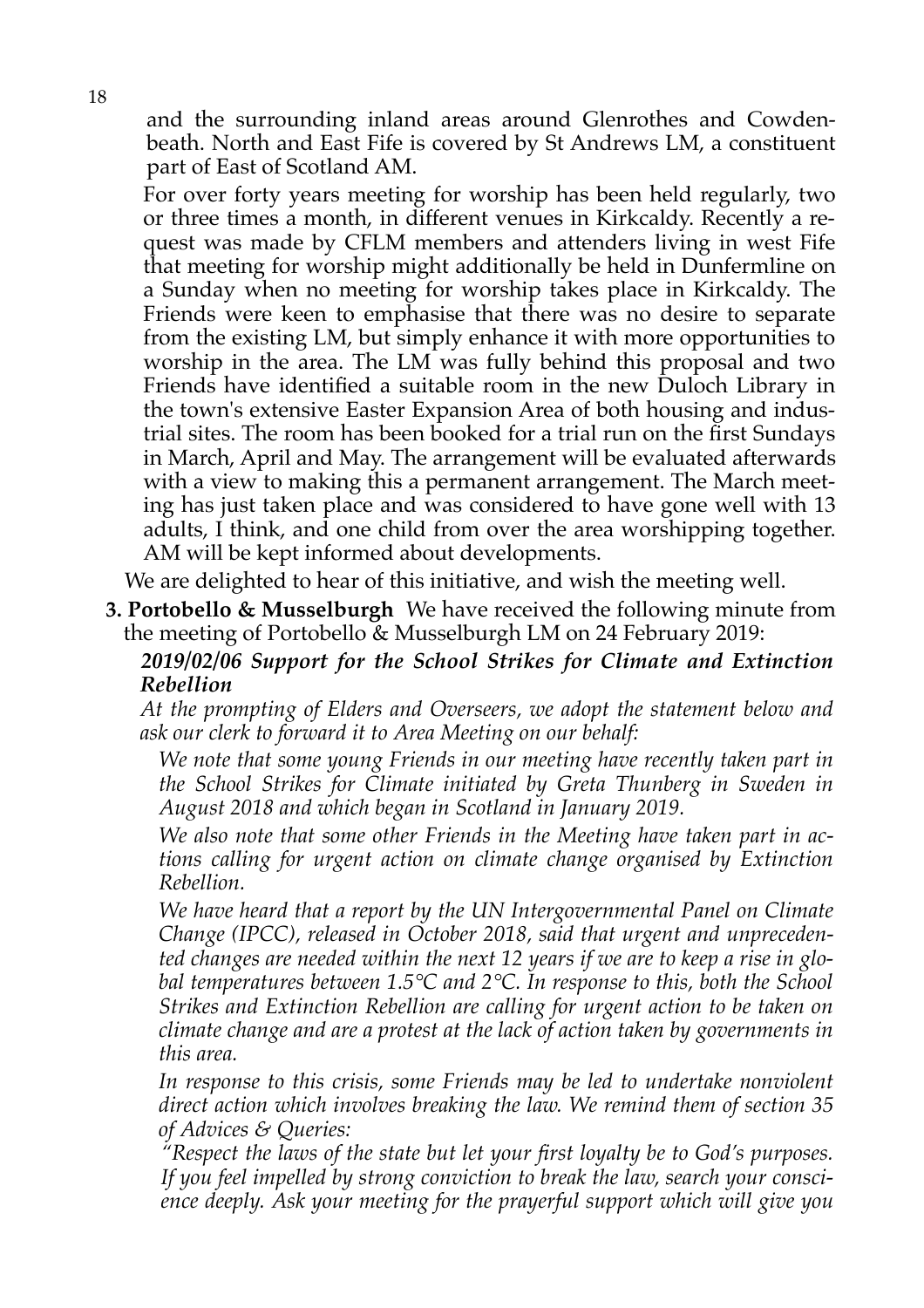and the surrounding inland areas around Glenrothes and Cowdenbeath. North and East Fife is covered by St Andrews LM, a constituent part of East of Scotland AM.

For over forty years meeting for worship has been held regularly, two or three times a month, in different venues in Kirkcaldy. Recently a request was made by CFLM members and attenders living in west Fife that meeting for worship might additionally be held in Dunfermline on a Sunday when no meeting for worship takes place in Kirkcaldy. The Friends were keen to emphasise that there was no desire to separate from the existing LM, but simply enhance it with more opportunities to worship in the area. The LM was fully behind this proposal and two Friends have identified a suitable room in the new Duloch Library in the town's extensive Easter Expansion Area of both housing and industrial sites. The room has been booked for a trial run on the first Sundays in March, April and May. The arrangement will be evaluated afterwards with a view to making this a permanent arrangement. The March meeting has just taken place and was considered to have gone well with 13 adults, I think, and one child from over the area worshipping together. AM will be kept informed about developments.

We are delighted to hear of this initiative, and wish the meeting well.

**3. Portobello & Musselburgh** We have received the following minute from the meeting of Portobello & Musselburgh LM on 24 February 2019:

***2019/02/06 Support for the School Strikes for Climate and Extinction Rebellion***

*At the prompting of Elders and Overseers, we adopt the statement below and ask our clerk to forward it to Area Meeting on our behalf:*

*We note that some young Friends in our meeting have recently taken part in the School Strikes for Climate initiated by Greta Thunberg in Sweden in August 2018 and which began in Scotland in January 2019.*

*We also note that some other Friends in the Meeting have taken part in actions calling for urgent action on climate change organised by Extinction Rebellion.*

*We have heard that a report by the UN Intergovernmental Panel on Climate Change (IPCC), released in October 2018, said that urgent and unprecedented changes are needed within the next 12 years if we are to keep a rise in global temperatures between 1.5°C and 2°C. In response to this, both the School Strikes and Extinction Rebellion are calling for urgent action to be taken on climate change and are a protest at the lack of action taken by governments in this area.*

*In response to this crisis, some Friends may be led to undertake nonviolent direct action which involves breaking the law. We remind them of section 35 of Advices & Queries:*

*"Respect the laws of the state but let your first loyalty be to God's purposes. If you feel impelled by strong conviction to break the law, search your conscience deeply. Ask your meeting for the prayerful support which will give you*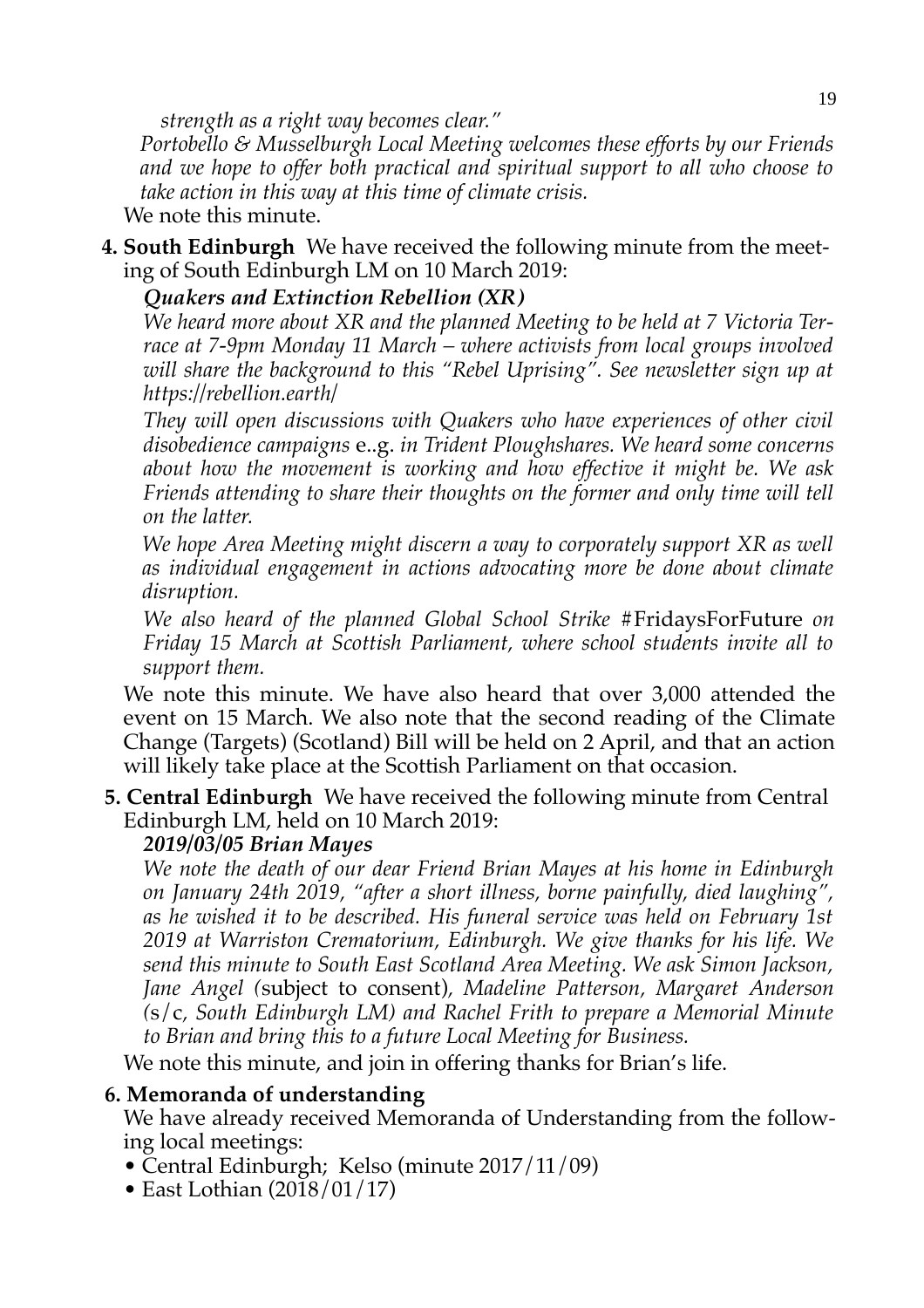*strength as a right way becomes clear."*

*Portobello & Musselburgh Local Meeting welcomes these efforts by our Friends and we hope to offer both practical and spiritual support to all who choose to take action in this way at this time of climate crisis.*

We note this minute.

**4. South Edinburgh** We have received the following minute from the meeting of South Edinburgh LM on 10 March 2019:

***Quakers and Extinction Rebellion (XR)***

*We heard more about XR and the planned Meeting to be held at 7 Victoria Terrace at 7-9pm Monday 11 March – where activists from local groups involved will share the background to this "Rebel Uprising". See newsletter sign up at https://rebellion.earth/*

*They will open discussions with Quakers who have experiences of other civil disobedience campaigns* e..g. *in Trident Ploughshares. We heard some concerns about how the movement is working and how effective it might be. We ask Friends attending to share their thoughts on the former and only time will tell on the latter.*

*We hope Area Meeting might discern a way to corporately support XR as well as individual engagement in actions advocating more be done about climate disruption.*

*We also heard of the planned Global School Strike* #FridaysForFuture *on Friday 15 March at Scottish Parliament, where school students invite all to support them.*

We note this minute. We have also heard that over 3,000 attended the event on 15 March. We also note that the second reading of the Climate Change (Targets) (Scotland) Bill will be held on 2 April, and that an action will likely take place at the Scottish Parliament on that occasion.

**5. Central Edinburgh** We have received the following minute from Central Edinburgh LM, held on 10 March 2019:

***2019/03/05 Brian Mayes***

*We note the death of our dear Friend Brian Mayes at his home in Edinburgh on January 24th 2019, "after a short illness, borne painfully, died laughing", as he wished it to be described. His funeral service was held on February 1st 2019 at Warriston Crematorium, Edinburgh. We give thanks for his life. We send this minute to South East Scotland Area Meeting. We ask Simon Jackson, Jane Angel (*subject to consent*), Madeline Patterson, Margaret Anderson (*s/c*, South Edinburgh LM) and Rachel Frith to prepare a Memorial Minute to Brian and bring this to a future Local Meeting for Business.*

We note this minute, and join in offering thanks for Brian's life.

**6. Memoranda of understanding**

We have already received Memoranda of Understanding from the following local meetings:

- Central Edinburgh; Kelso (minute 2017/11/09)
- East Lothian (2018/01/17)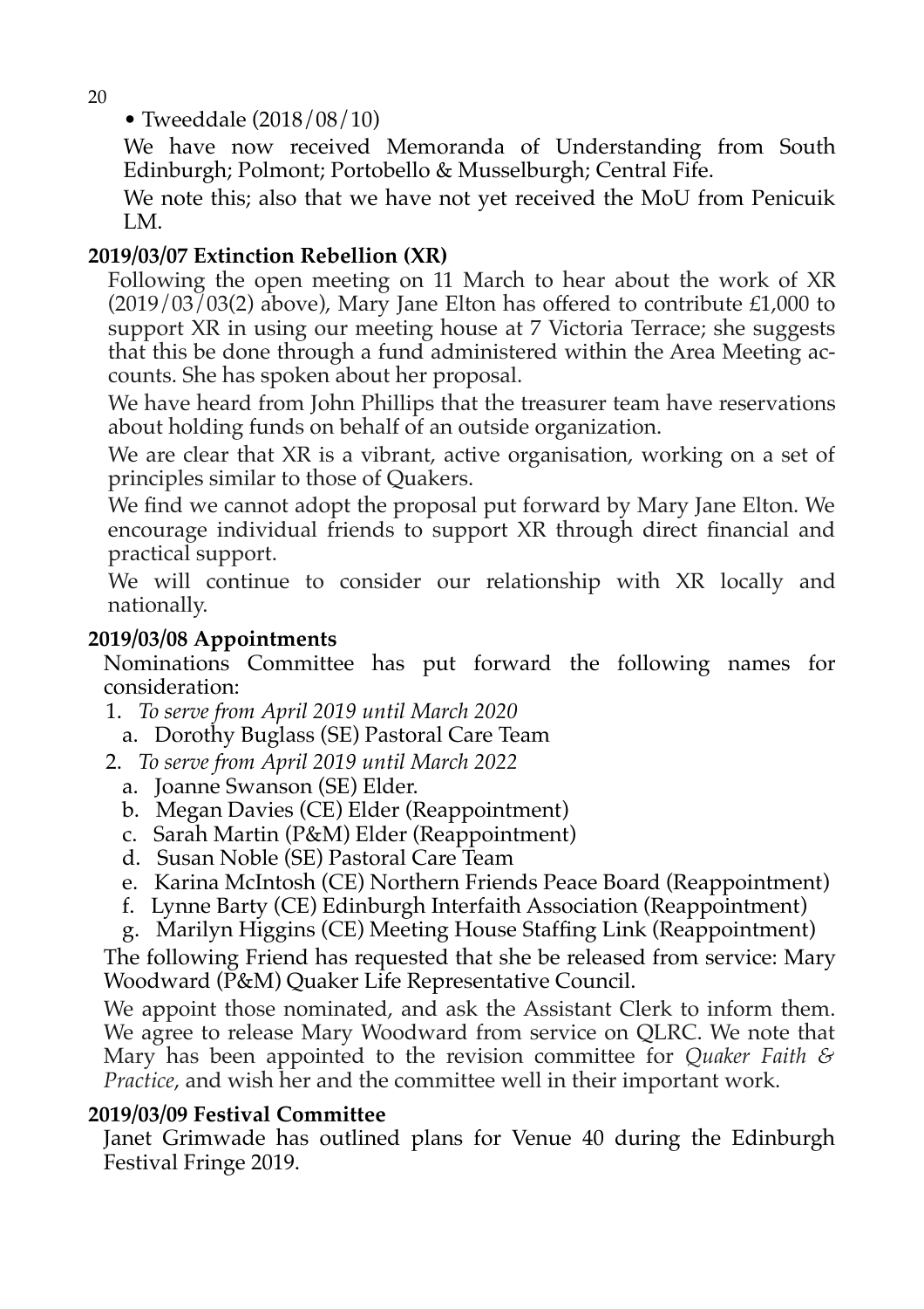- Tweeddale (2018/08/10)

  We have now received Memoranda of Understanding from South Edinburgh; Polmont; Portobello & Musselburgh; Central Fife.

  We note this; also that we have not yet received the MoU from Penicuik LM.

**2019/03/07 Extinction Rebellion (XR)**

Following the open meeting on 11 March to hear about the work of XR (2019/03/03(2) above), Mary Jane Elton has offered to contribute £1,000 to support XR in using our meeting house at 7 Victoria Terrace; she suggests that this be done through a fund administered within the Area Meeting accounts. She has spoken about her proposal.

We have heard from John Phillips that the treasurer team have reservations about holding funds on behalf of an outside organization.

We are clear that XR is a vibrant, active organisation, working on a set of principles similar to those of Quakers.

We find we cannot adopt the proposal put forward by Mary Jane Elton. We encourage individual friends to support XR through direct financial and practical support.

We will continue to consider our relationship with XR locally and nationally.

**2019/03/08 Appointments**

Nominations Committee has put forward the following names for consideration:

1. *To serve from April 2019 until March 2020*
   a. Dorothy Buglass (SE) Pastoral Care Team
2. *To serve from April 2019 until March 2022*
   a. Joanne Swanson (SE) Elder.
   b. Megan Davies (CE) Elder (Reappointment)
   c. Sarah Martin (P&M) Elder (Reappointment)
   d. Susan Noble (SE) Pastoral Care Team
   e. Karina McIntosh (CE) Northern Friends Peace Board (Reappointment)
   f. Lynne Barty (CE) Edinburgh Interfaith Association (Reappointment)
   g. Marilyn Higgins (CE) Meeting House Staffing Link (Reappointment)

The following Friend has requested that she be released from service: Mary Woodward (P&M) Quaker Life Representative Council.

We appoint those nominated, and ask the Assistant Clerk to inform them. We agree to release Mary Woodward from service on QLRC. We note that Mary has been appointed to the revision committee for *Quaker Faith & Practice*, and wish her and the committee well in their important work.

**2019/03/09 Festival Committee**

Janet Grimwade has outlined plans for Venue 40 during the Edinburgh Festival Fringe 2019.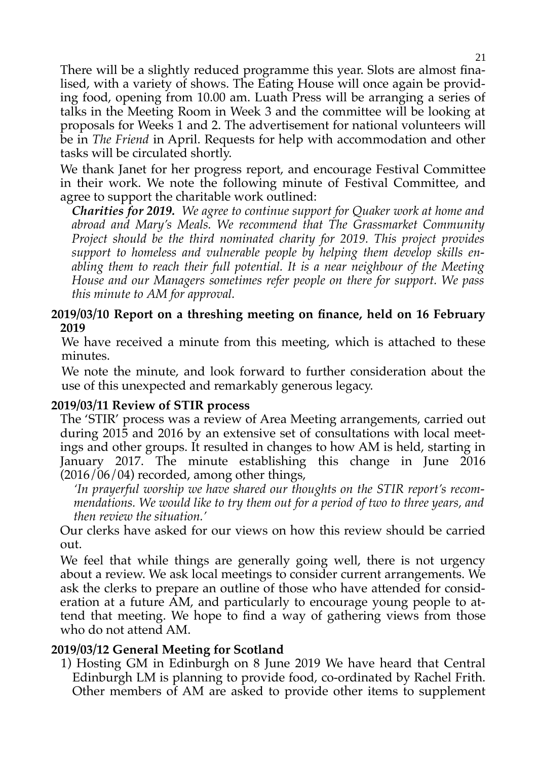There will be a slightly reduced programme this year. Slots are almost finalised, with a variety of shows. The Eating House will once again be providing food, opening from 10.00 am. Luath Press will be arranging a series of talks in the Meeting Room in Week 3 and the committee will be looking at proposals for Weeks 1 and 2. The advertisement for national volunteers will be in *The Friend* in April. Requests for help with accommodation and other tasks will be circulated shortly.

We thank Janet for her progress report, and encourage Festival Committee in their work. We note the following minute of Festival Committee, and agree to support the charitable work outlined:

> ***Charities for 2019.*** *We agree to continue support for Quaker work at home and abroad and Mary's Meals. We recommend that The Grassmarket Community Project should be the third nominated charity for 2019. This project provides support to homeless and vulnerable people by helping them develop skills enabling them to reach their full potential. It is a near neighbour of the Meeting House and our Managers sometimes refer people on there for support. We pass this minute to AM for approval.*

**2019/03/10 Report on a threshing meeting on finance, held on 16 February 2019**

We have received a minute from this meeting, which is attached to these minutes.

We note the minute, and look forward to further consideration about the use of this unexpected and remarkably generous legacy.

**2019/03/11 Review of STIR process**

The 'STIR' process was a review of Area Meeting arrangements, carried out during 2015 and 2016 by an extensive set of consultations with local meetings and other groups. It resulted in changes to how AM is held, starting in January 2017. The minute establishing this change in June 2016 (2016/06/04) recorded, among other things,

> *'In prayerful worship we have shared our thoughts on the STIR report's recommendations. We would like to try them out for a period of two to three years, and then review the situation.'*

Our clerks have asked for our views on how this review should be carried out.

We feel that while things are generally going well, there is not urgency about a review. We ask local meetings to consider current arrangements. We ask the clerks to prepare an outline of those who have attended for consideration at a future AM, and particularly to encourage young people to attend that meeting. We hope to find a way of gathering views from those who do not attend AM.

**2019/03/12 General Meeting for Scotland**

1) Hosting GM in Edinburgh on 8 June 2019 We have heard that Central Edinburgh LM is planning to provide food, co-ordinated by Rachel Frith. Other members of AM are asked to provide other items to supplement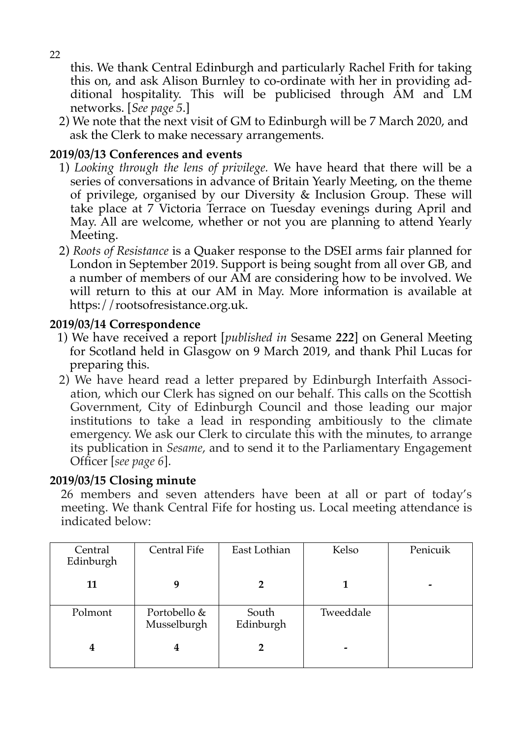this. We thank Central Edinburgh and particularly Rachel Frith for taking this on, and ask Alison Burnley to co-ordinate with her in providing additional hospitality. This will be publicised through AM and LM networks. [*See page 5*.]

2) We note that the next visit of GM to Edinburgh will be 7 March 2020, and ask the Clerk to make necessary arrangements.

**2019/03/13 Conferences and events**

1) *Looking through the lens of privilege.* We have heard that there will be a series of conversations in advance of Britain Yearly Meeting, on the theme of privilege, organised by our Diversity & Inclusion Group. These will take place at 7 Victoria Terrace on Tuesday evenings during April and May. All are welcome, whether or not you are planning to attend Yearly Meeting.

2) *Roots of Resistance* is a Quaker response to the DSEI arms fair planned for London in September 2019. Support is being sought from all over GB, and a number of members of our AM are considering how to be involved. We will return to this at our AM in May. More information is available at https://rootsofresistance.org.uk.

**2019/03/14 Correspondence**

1) We have received a report [*published in* Sesame **222**] on General Meeting for Scotland held in Glasgow on 9 March 2019, and thank Phil Lucas for preparing this.

2) We have heard read a letter prepared by Edinburgh Interfaith Association, which our Clerk has signed on our behalf. This calls on the Scottish Government, City of Edinburgh Council and those leading our major institutions to take a lead in responding ambitiously to the climate emergency. We ask our Clerk to circulate this with the minutes, to arrange its publication in *Sesame*, and to send it to the Parliamentary Engagement Officer [*see page 6*].

**2019/03/15 Closing minute**

26 members and seven attenders have been at all or part of today's meeting. We thank Central Fife for hosting us. Local meeting attendance is indicated below:

| Central Edinburgh | Central Fife | East Lothian | Kelso | Penicuik |
|---|---|---|---|---|
| **11** | **9** | **2** | **1** | **-** |
| Polmont | Portobello & Musselburgh | South Edinburgh | Tweeddale | |
| **4** | **4** | **2** | **-** | |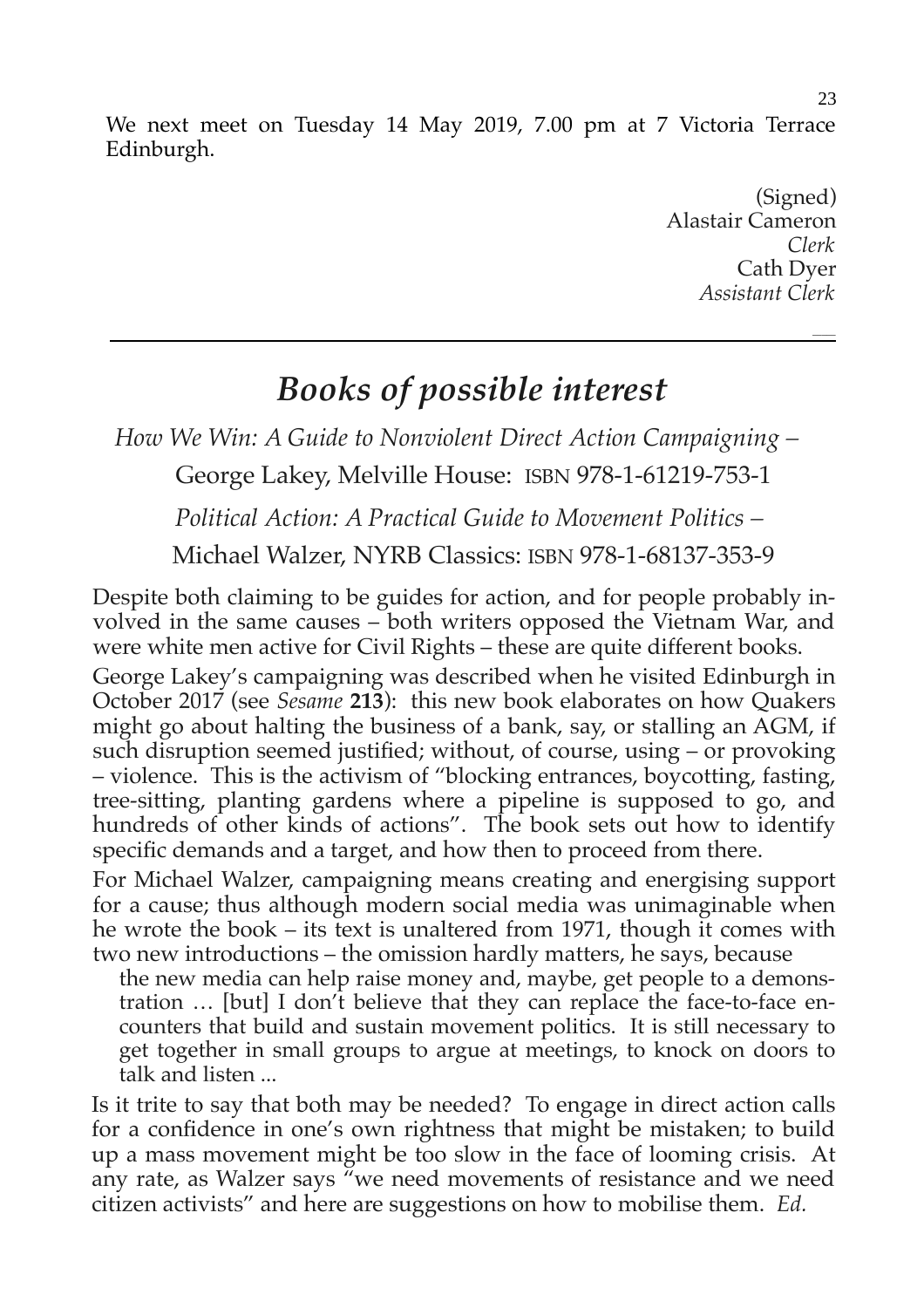We next meet on Tuesday 14 May 2019, 7.00 pm at 7 Victoria Terrace Edinburgh.

(Signed)
Alastair Cameron
*Clerk*
Cath Dyer
*Assistant Clerk*

---

## *Books of possible interest*

*How We Win: A Guide to Nonviolent Direct Action Campaigning* –
George Lakey, Melville House: ISBN 978-1-61219-753-1

*Political Action: A Practical Guide to Movement Politics* –
Michael Walzer, NYRB Classics: ISBN 978-1-68137-353-9

Despite both claiming to be guides for action, and for people probably involved in the same causes – both writers opposed the Vietnam War, and were white men active for Civil Rights – these are quite different books.

George Lakey's campaigning was described when he visited Edinburgh in October 2017 (see *Sesame* **213**): this new book elaborates on how Quakers might go about halting the business of a bank, say, or stalling an AGM, if such disruption seemed justified; without, of course, using – or provoking – violence. This is the activism of "blocking entrances, boycotting, fasting, tree-sitting, planting gardens where a pipeline is supposed to go, and hundreds of other kinds of actions". The book sets out how to identify specific demands and a target, and how then to proceed from there.

For Michael Walzer, campaigning means creating and energising support for a cause; thus although modern social media was unimaginable when he wrote the book – its text is unaltered from 1971, though it comes with two new introductions – the omission hardly matters, he says, because

> the new media can help raise money and, maybe, get people to a demonstration … [but] I don't believe that they can replace the face-to-face encounters that build and sustain movement politics. It is still necessary to get together in small groups to argue at meetings, to knock on doors to talk and listen ...

Is it trite to say that both may be needed? To engage in direct action calls for a confidence in one's own rightness that might be mistaken; to build up a mass movement might be too slow in the face of looming crisis. At any rate, as Walzer says "we need movements of resistance and we need citizen activists" and here are suggestions on how to mobilise them. *Ed.*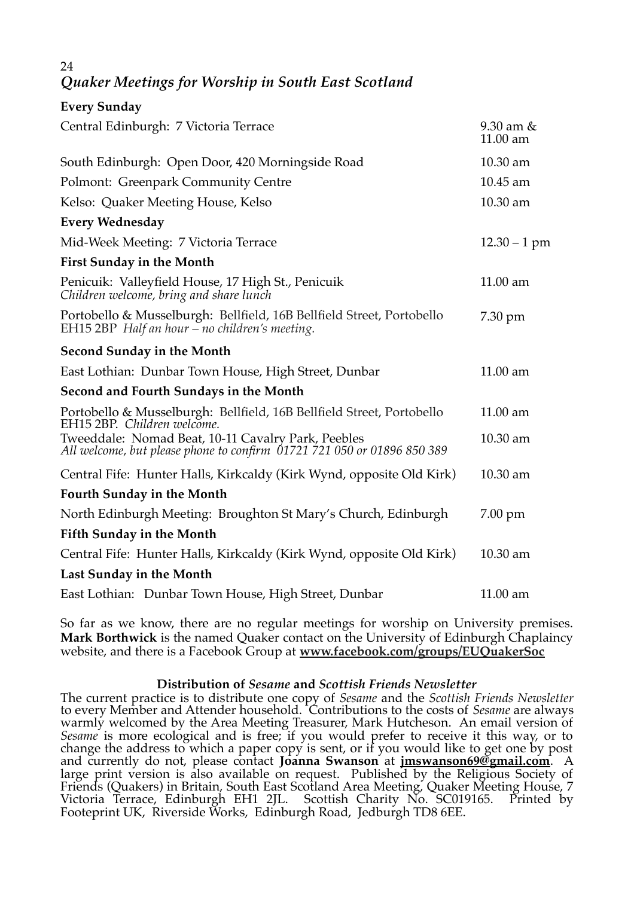## *Quaker Meetings for Worship in South East Scotland*

| | |
|---|---|
| **Every Sunday** | |
| Central Edinburgh: 7 Victoria Terrace | 9.30 am & 11.00 am |
| South Edinburgh: Open Door, 420 Morningside Road | 10.30 am |
| Polmont: Greenpark Community Centre | 10.45 am |
| Kelso: Quaker Meeting House, Kelso | 10.30 am |
| **Every Wednesday** | |
| Mid-Week Meeting: 7 Victoria Terrace | 12.30 – 1 pm |
| **First Sunday in the Month** | |
| Penicuik: Valleyfield House, 17 High St., Penicuik *Children welcome, bring and share lunch* | 11.00 am |
| Portobello & Musselburgh: Bellfield, 16B Bellfield Street, Portobello EH15 2BP *Half an hour – no children's meeting.* | 7.30 pm |
| **Second Sunday in the Month** | |
| East Lothian: Dunbar Town House, High Street, Dunbar | 11.00 am |
| **Second and Fourth Sundays in the Month** | |
| Portobello & Musselburgh: Bellfield, 16B Bellfield Street, Portobello EH15 2BP. *Children welcome.* | 11.00 am |
| Tweeddale: Nomad Beat, 10-11 Cavalry Park, Peebles *All welcome, but please phone to confirm 01721 721 050 or 01896 850 389* | 10.30 am |
| Central Fife: Hunter Halls, Kirkcaldy (Kirk Wynd, opposite Old Kirk) | 10.30 am |
| **Fourth Sunday in the Month** | |
| North Edinburgh Meeting: Broughton St Mary's Church, Edinburgh | 7.00 pm |
| **Fifth Sunday in the Month** | |
| Central Fife: Hunter Halls, Kirkcaldy (Kirk Wynd, opposite Old Kirk) | 10.30 am |
| **Last Sunday in the Month** | |
| East Lothian: Dunbar Town House, High Street, Dunbar | 11.00 am |

So far as we know, there are no regular meetings for worship on University premises. **Mark Borthwick** is the named Quaker contact on the University of Edinburgh Chaplaincy website, and there is a Facebook Group at **www.facebook.com/groups/EUQuakerSoc**

### Distribution of *Sesame* and *Scottish Friends Newsletter*

The current practice is to distribute one copy of *Sesame* and the *Scottish Friends Newsletter* to every Member and Attender household. Contributions to the costs of *Sesame* are always warmly welcomed by the Area Meeting Treasurer, Mark Hutcheson. An email version of *Sesame* is more ecological and is free; if you would prefer to receive it this way, or to change the address to which a paper copy is sent, or if you would like to get one by post and currently do not, please contact **Joanna Swanson** at **jmswanson69@gmail.com**. A large print version is also available on request. Published by the Religious Society of Friends (Quakers) in Britain, South East Scotland Area Meeting, Quaker Meeting House, 7 Victoria Terrace, Edinburgh EH1 2JL. Scottish Charity No. SC019165. Printed by Footeprint UK, Riverside Works, Edinburgh Road, Jedburgh TD8 6EE.